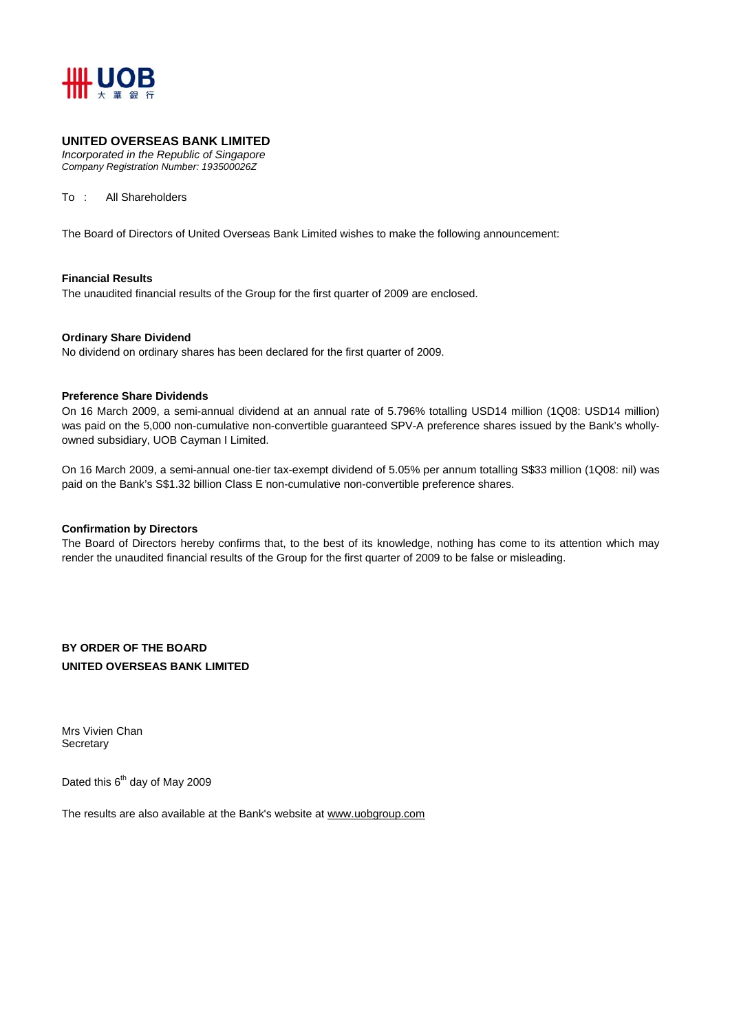**UOB 大華銀行**

**UNITED OVERSEAS BANK LIMITED**
*Incorporated in the Republic of Singapore*
*Company Registration Number: 193500026Z*

To : All Shareholders

The Board of Directors of United Overseas Bank Limited wishes to make the following announcement:

**Financial Results**
The unaudited financial results of the Group for the first quarter of 2009 are enclosed.

**Ordinary Share Dividend**
No dividend on ordinary shares has been declared for the first quarter of 2009.

**Preference Share Dividends**
On 16 March 2009, a semi-annual dividend at an annual rate of 5.796% totalling USD14 million (1Q08: USD14 million) was paid on the 5,000 non-cumulative non-convertible guaranteed SPV-A preference shares issued by the Bank's wholly-owned subsidiary, UOB Cayman I Limited.

On 16 March 2009, a semi-annual one-tier tax-exempt dividend of 5.05% per annum totalling S$33 million (1Q08: nil) was paid on the Bank's S$1.32 billion Class E non-cumulative non-convertible preference shares.

**Confirmation by Directors**
The Board of Directors hereby confirms that, to the best of its knowledge, nothing has come to its attention which may render the unaudited financial results of the Group for the first quarter of 2009 to be false or misleading.

**BY ORDER OF THE BOARD**
**UNITED OVERSEAS BANK LIMITED**

Mrs Vivien Chan
Secretary

Dated this 6th day of May 2009

The results are also available at the Bank's website at www.uobgroup.com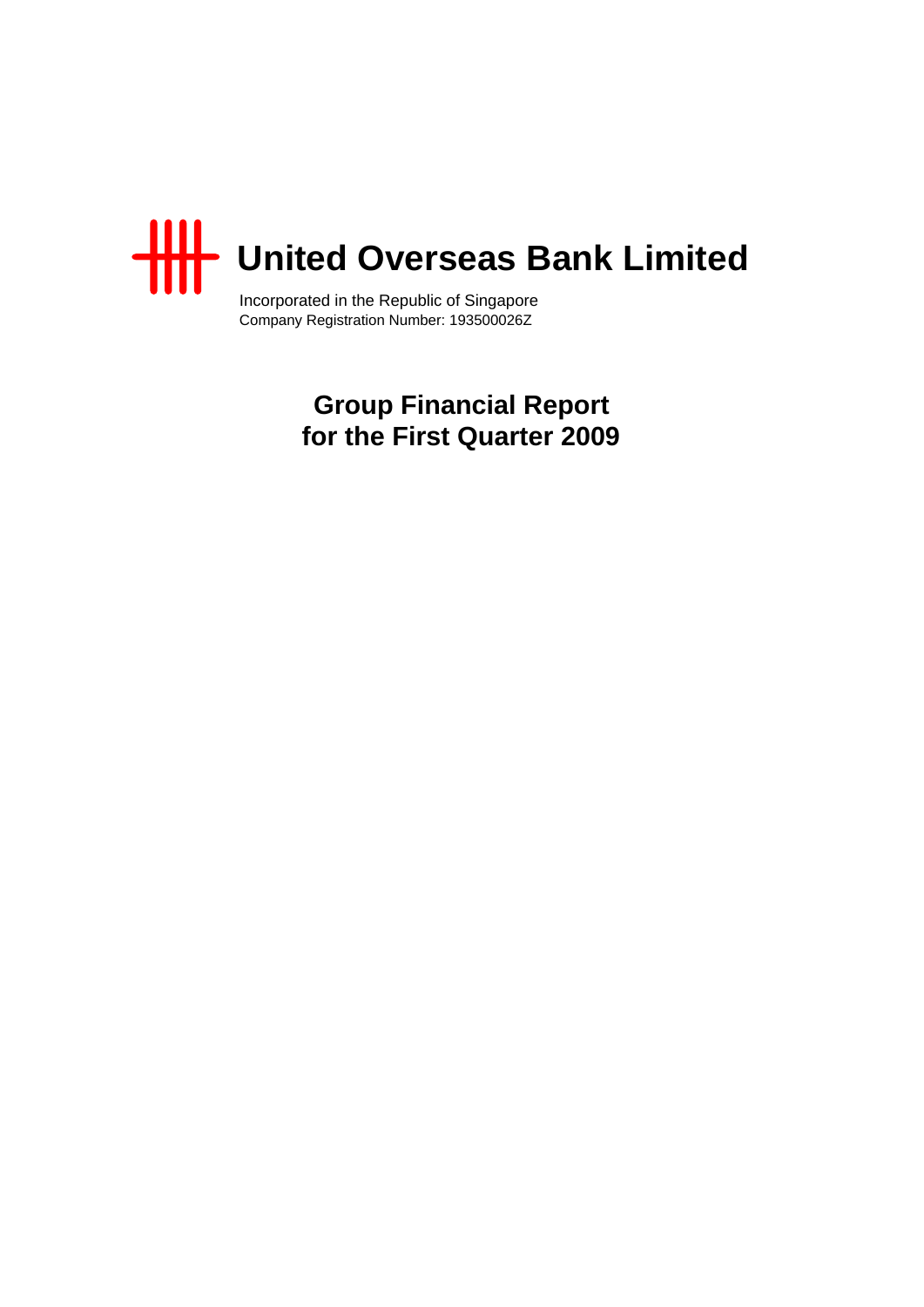# United Overseas Bank Limited

Incorporated in the Republic of Singapore
Company Registration Number: 193500026Z

## Group Financial Report for the First Quarter 2009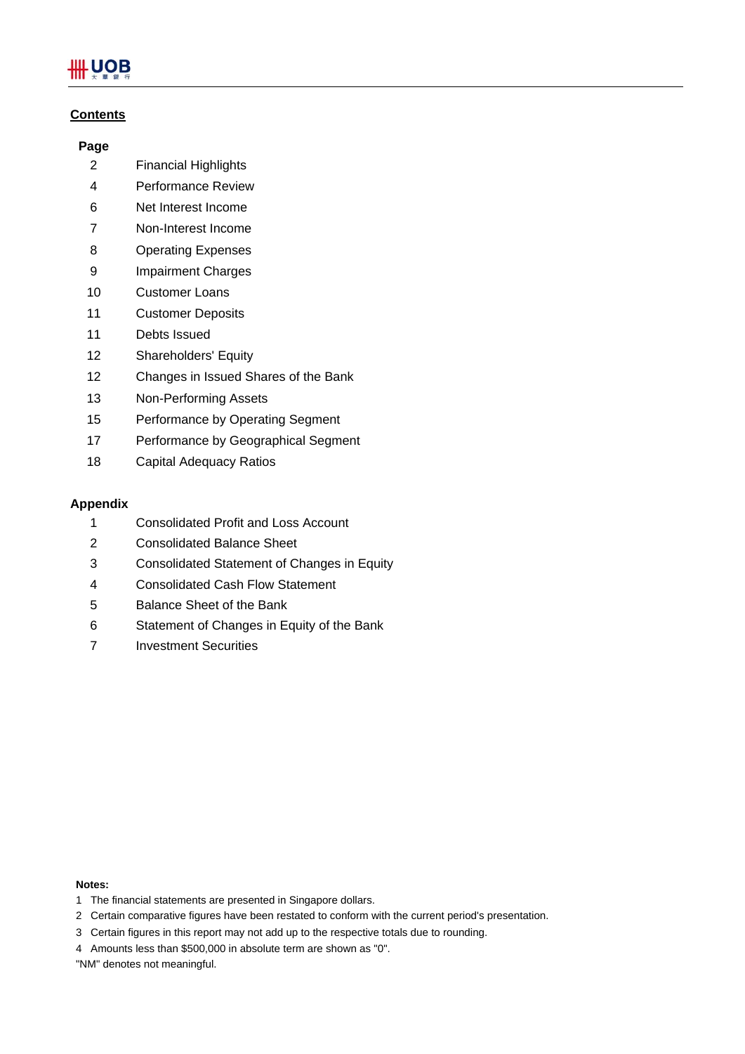## Contents

| Page | |
|---|---|
| 2 | Financial Highlights |
| 4 | Performance Review |
| 6 | Net Interest Income |
| 7 | Non-Interest Income |
| 8 | Operating Expenses |
| 9 | Impairment Charges |
| 10 | Customer Loans |
| 11 | Customer Deposits |
| 11 | Debts Issued |
| 12 | Shareholders' Equity |
| 12 | Changes in Issued Shares of the Bank |
| 13 | Non-Performing Assets |
| 15 | Performance by Operating Segment |
| 17 | Performance by Geographical Segment |
| 18 | Capital Adequacy Ratios |

### Appendix

| | |
|---|---|
| 1 | Consolidated Profit and Loss Account |
| 2 | Consolidated Balance Sheet |
| 3 | Consolidated Statement of Changes in Equity |
| 4 | Consolidated Cash Flow Statement |
| 5 | Balance Sheet of the Bank |
| 6 | Statement of Changes in Equity of the Bank |
| 7 | Investment Securities |

**Notes:**

1 The financial statements are presented in Singapore dollars.

2 Certain comparative figures have been restated to conform with the current period's presentation.

3 Certain figures in this report may not add up to the respective totals due to rounding.

4 Amounts less than $500,000 in absolute term are shown as "0".

"NM" denotes not meaningful.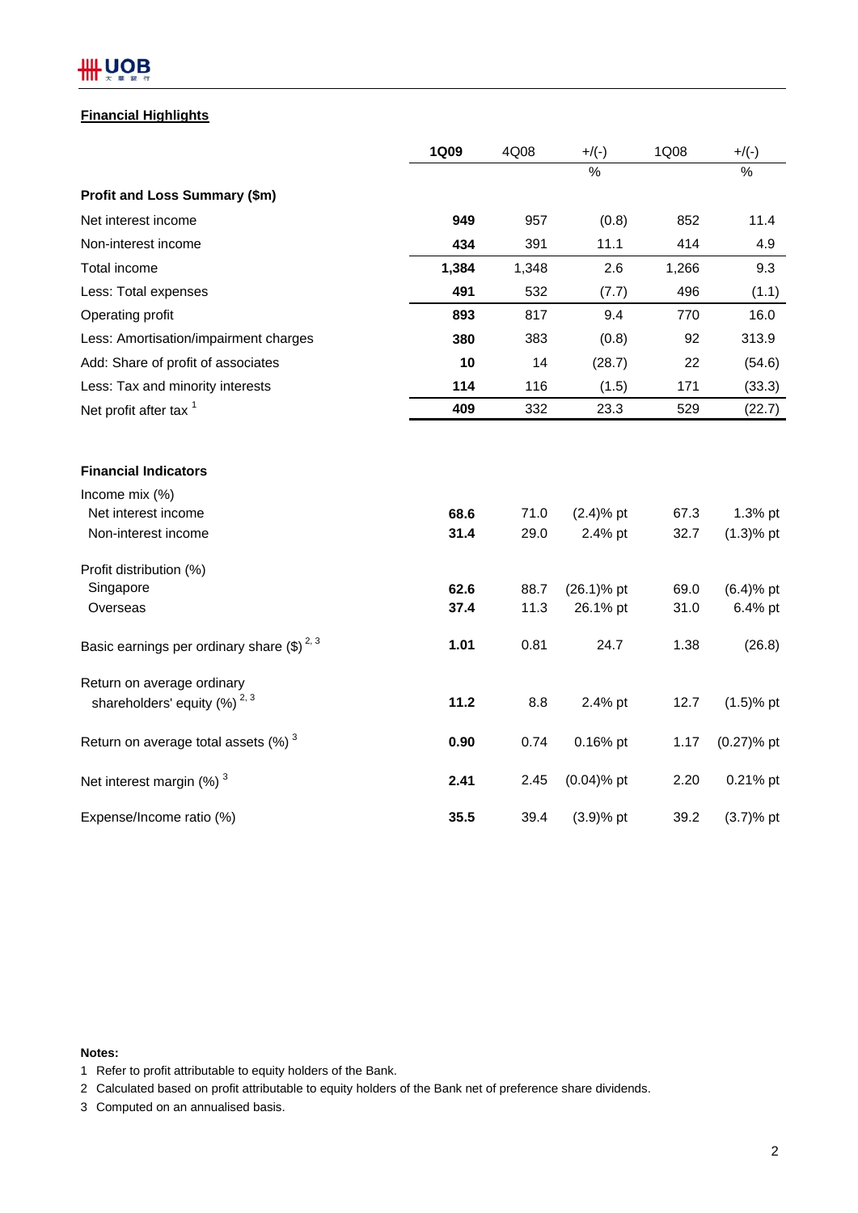## Financial Highlights

| | 1Q09 | 4Q08 | +/(-) | 1Q08 | +/(-) |
|---|---|---|---|---|---|
| | | | % | | % |
| **Profit and Loss Summary ($m)** | | | | | |
| Net interest income | **949** | 957 | (0.8) | 852 | 11.4 |
| Non-interest income | **434** | 391 | 11.1 | 414 | 4.9 |
| Total income | **1,384** | 1,348 | 2.6 | 1,266 | 9.3 |
| Less: Total expenses | **491** | 532 | (7.7) | 496 | (1.1) |
| Operating profit | **893** | 817 | 9.4 | 770 | 16.0 |
| Less: Amortisation/impairment charges | **380** | 383 | (0.8) | 92 | 313.9 |
| Add: Share of profit of associates | **10** | 14 | (28.7) | 22 | (54.6) |
| Less: Tax and minority interests | **114** | 116 | (1.5) | 171 | (33.3) |
| Net profit after tax [1] | **409** | 332 | 23.3 | 529 | (22.7) |
| | | | | | |
| **Financial Indicators** | | | | | |
| Income mix (%) | | | | | |
| Net interest income | **68.6** | 71.0 | (2.4)% pt | 67.3 | 1.3% pt |
| Non-interest income | **31.4** | 29.0 | 2.4% pt | 32.7 | (1.3)% pt |
| Profit distribution (%) | | | | | |
| Singapore | **62.6** | 88.7 | (26.1)% pt | 69.0 | (6.4)% pt |
| Overseas | **37.4** | 11.3 | 26.1% pt | 31.0 | 6.4% pt |
| Basic earnings per ordinary share ($) [2, 3] | **1.01** | 0.81 | 24.7 | 1.38 | (26.8) |
| Return on average ordinary shareholders' equity (%) [2, 3] | **11.2** | 8.8 | 2.4% pt | 12.7 | (1.5)% pt |
| Return on average total assets (%) [3] | **0.90** | 0.74 | 0.16% pt | 1.17 | (0.27)% pt |
| Net interest margin (%) [3] | **2.41** | 2.45 | (0.04)% pt | 2.20 | 0.21% pt |
| Expense/Income ratio (%) | **35.5** | 39.4 | (3.9)% pt | 39.2 | (3.7)% pt |

**Notes:**

1 Refer to profit attributable to equity holders of the Bank.

2 Calculated based on profit attributable to equity holders of the Bank net of preference share dividends.

3 Computed on an annualised basis.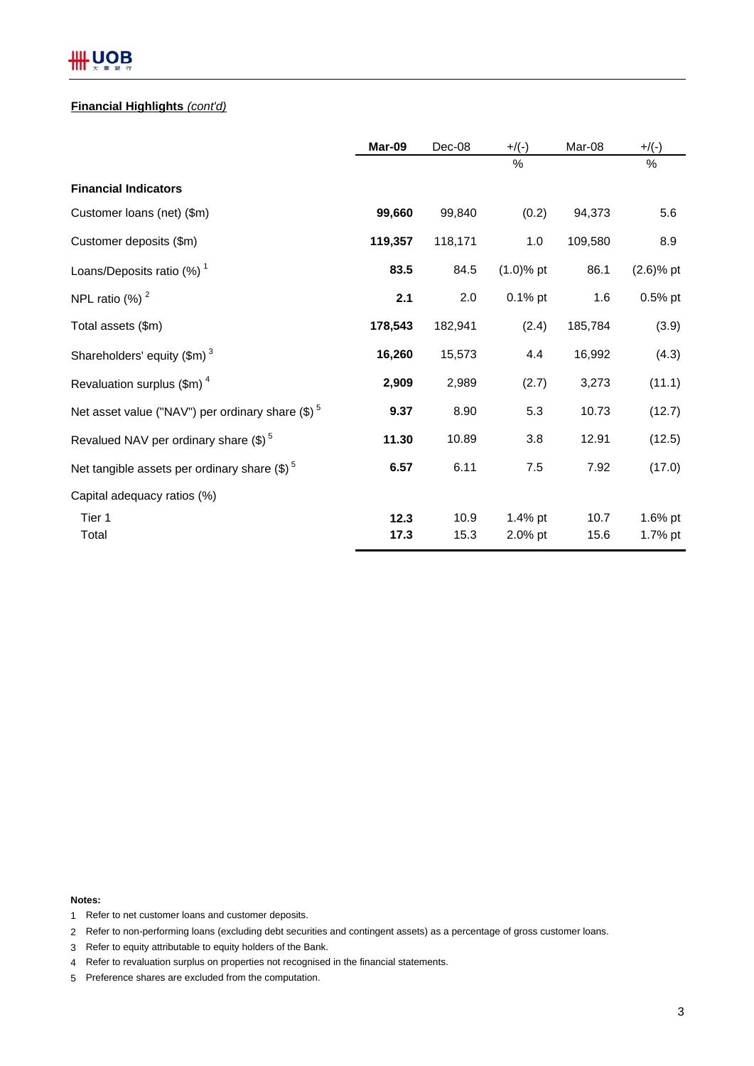**Financial Highlights** *(cont'd)*

| | Mar-09 | Dec-08 | +/(-) | Mar-08 | +/(-) |
|---|---|---|---|---|---|
| | | | % | | % |
| **Financial Indicators** | | | | | |
| Customer loans (net) ($m) | **99,660** | 99,840 | (0.2) | 94,373 | 5.6 |
| Customer deposits ($m) | **119,357** | 118,171 | 1.0 | 109,580 | 8.9 |
| Loans/Deposits ratio (%) [1] | **83.5** | 84.5 | (1.0)% pt | 86.1 | (2.6)% pt |
| NPL ratio (%) [2] | **2.1** | 2.0 | 0.1% pt | 1.6 | 0.5% pt |
| Total assets ($m) | **178,543** | 182,941 | (2.4) | 185,784 | (3.9) |
| Shareholders' equity ($m) [3] | **16,260** | 15,573 | 4.4 | 16,992 | (4.3) |
| Revaluation surplus ($m) [4] | **2,909** | 2,989 | (2.7) | 3,273 | (11.1) |
| Net asset value ("NAV") per ordinary share ($) [5] | **9.37** | 8.90 | 5.3 | 10.73 | (12.7) |
| Revalued NAV per ordinary share ($) [5] | **11.30** | 10.89 | 3.8 | 12.91 | (12.5) |
| Net tangible assets per ordinary share ($) [5] | **6.57** | 6.11 | 7.5 | 7.92 | (17.0) |
| Capital adequacy ratios (%) | | | | | |
| Tier 1 | **12.3** | 10.9 | 1.4% pt | 10.7 | 1.6% pt |
| Total | **17.3** | 15.3 | 2.0% pt | 15.6 | 1.7% pt |

**Notes:**

1. Refer to net customer loans and customer deposits.
2. Refer to non-performing loans (excluding debt securities and contingent assets) as a percentage of gross customer loans.
3. Refer to equity attributable to equity holders of the Bank.
4. Refer to revaluation surplus on properties not recognised in the financial statements.
5. Preference shares are excluded from the computation.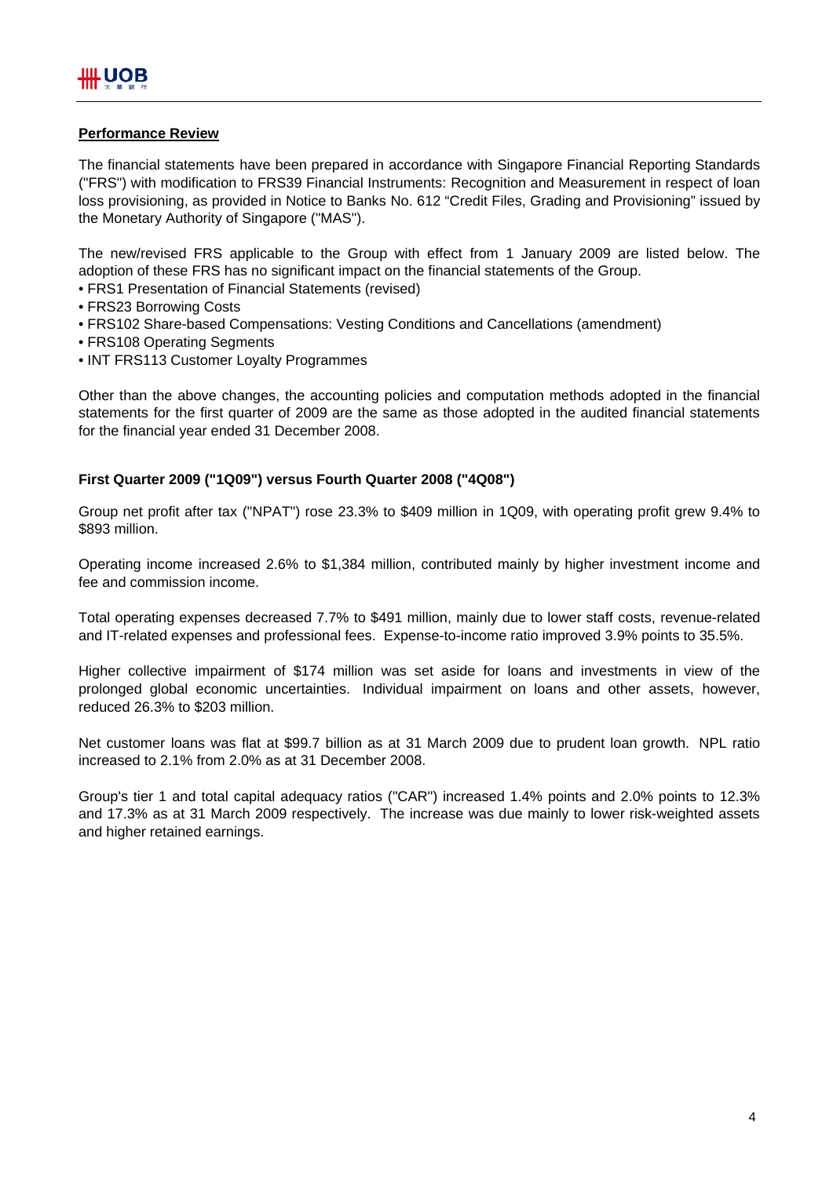## Performance Review

The financial statements have been prepared in accordance with Singapore Financial Reporting Standards ("FRS") with modification to FRS39 Financial Instruments: Recognition and Measurement in respect of loan loss provisioning, as provided in Notice to Banks No. 612 "Credit Files, Grading and Provisioning" issued by the Monetary Authority of Singapore ("MAS").

The new/revised FRS applicable to the Group with effect from 1 January 2009 are listed below. The adoption of these FRS has no significant impact on the financial statements of the Group.

- FRS1 Presentation of Financial Statements (revised)
- FRS23 Borrowing Costs
- FRS102 Share-based Compensations: Vesting Conditions and Cancellations (amendment)
- FRS108 Operating Segments
- INT FRS113 Customer Loyalty Programmes

Other than the above changes, the accounting policies and computation methods adopted in the financial statements for the first quarter of 2009 are the same as those adopted in the audited financial statements for the financial year ended 31 December 2008.

### First Quarter 2009 ("1Q09") versus Fourth Quarter 2008 ("4Q08")

Group net profit after tax ("NPAT") rose 23.3% to $409 million in 1Q09, with operating profit grew 9.4% to $893 million.

Operating income increased 2.6% to $1,384 million, contributed mainly by higher investment income and fee and commission income.

Total operating expenses decreased 7.7% to $491 million, mainly due to lower staff costs, revenue-related and IT-related expenses and professional fees. Expense-to-income ratio improved 3.9% points to 35.5%.

Higher collective impairment of $174 million was set aside for loans and investments in view of the prolonged global economic uncertainties. Individual impairment on loans and other assets, however, reduced 26.3% to $203 million.

Net customer loans was flat at $99.7 billion as at 31 March 2009 due to prudent loan growth. NPL ratio increased to 2.1% from 2.0% as at 31 December 2008.

Group's tier 1 and total capital adequacy ratios ("CAR") increased 1.4% points and 2.0% points to 12.3% and 17.3% as at 31 March 2009 respectively. The increase was due mainly to lower risk-weighted assets and higher retained earnings.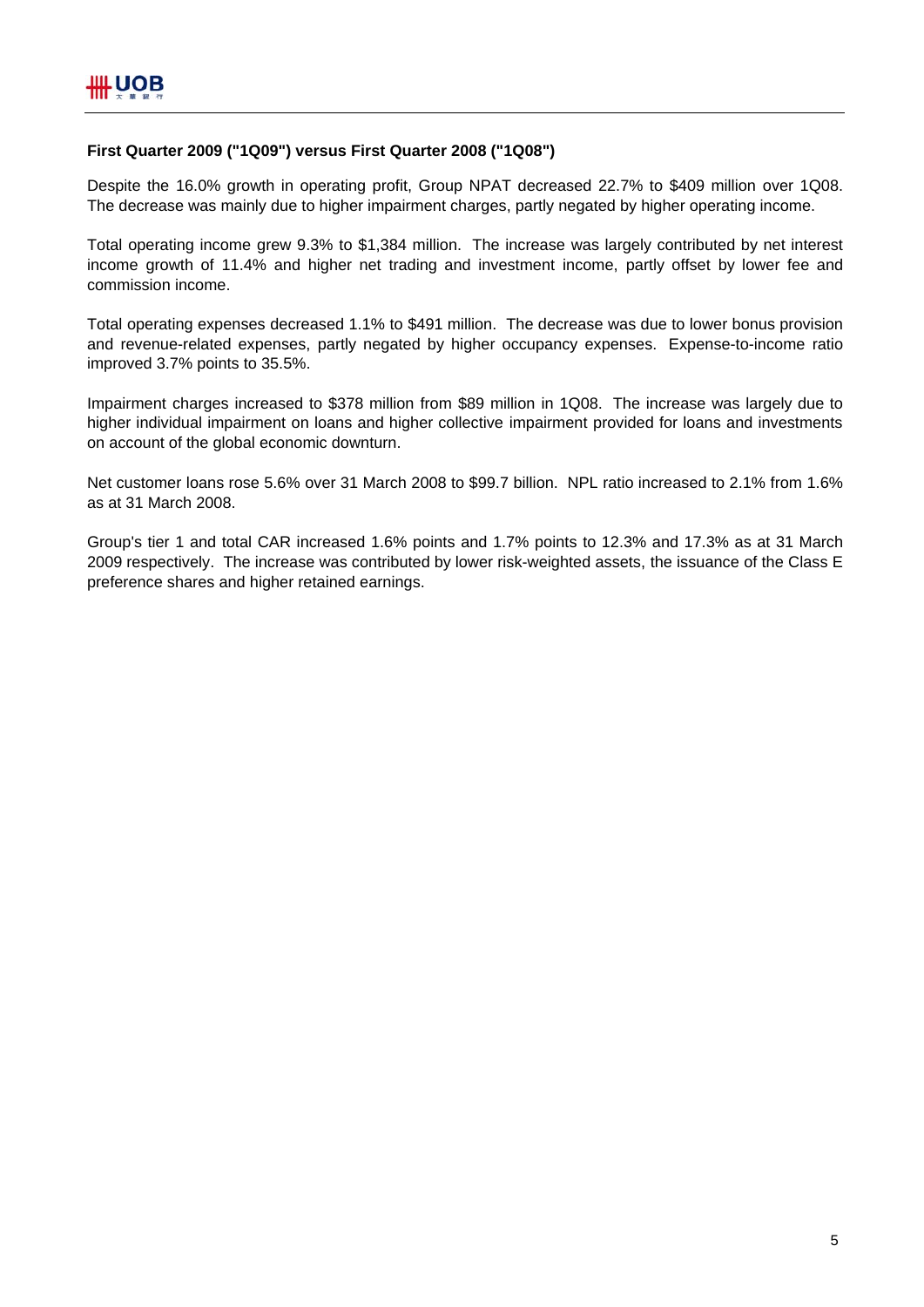**First Quarter 2009 ("1Q09") versus First Quarter 2008 ("1Q08")**

Despite the 16.0% growth in operating profit, Group NPAT decreased 22.7% to $409 million over 1Q08. The decrease was mainly due to higher impairment charges, partly negated by higher operating income.

Total operating income grew 9.3% to $1,384 million. The increase was largely contributed by net interest income growth of 11.4% and higher net trading and investment income, partly offset by lower fee and commission income.

Total operating expenses decreased 1.1% to $491 million. The decrease was due to lower bonus provision and revenue-related expenses, partly negated by higher occupancy expenses. Expense-to-income ratio improved 3.7% points to 35.5%.

Impairment charges increased to $378 million from $89 million in 1Q08. The increase was largely due to higher individual impairment on loans and higher collective impairment provided for loans and investments on account of the global economic downturn.

Net customer loans rose 5.6% over 31 March 2008 to $99.7 billion. NPL ratio increased to 2.1% from 1.6% as at 31 March 2008.

Group's tier 1 and total CAR increased 1.6% points and 1.7% points to 12.3% and 17.3% as at 31 March 2009 respectively. The increase was contributed by lower risk-weighted assets, the issuance of the Class E preference shares and higher retained earnings.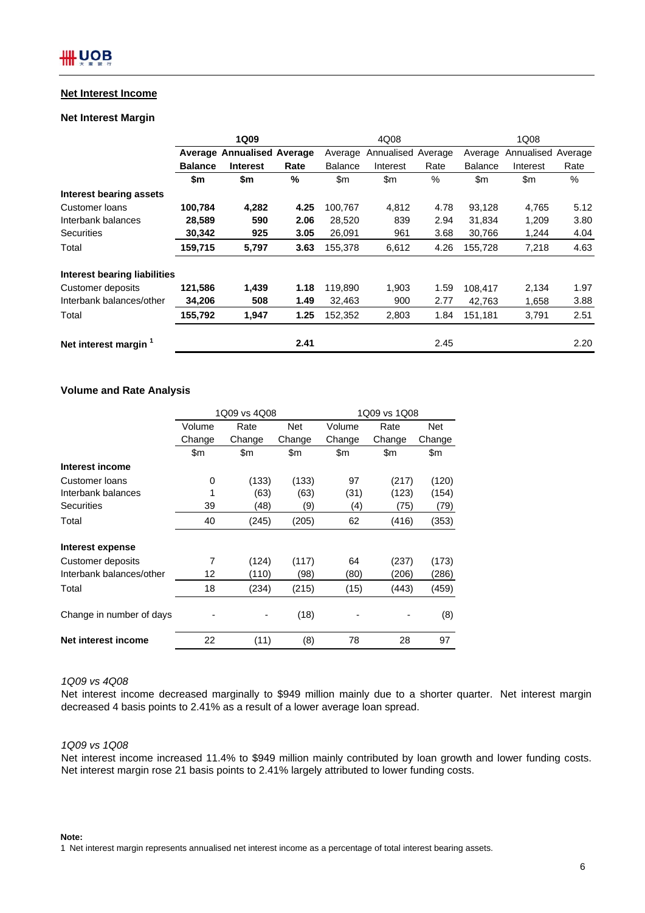## Net Interest Income

### Net Interest Margin

| | **1Q09** | | | 4Q08 | | | 1Q08 | | |
|---|---|---|---|---|---|---|---|---|---|
| | **Average Balance** | **Annualised Interest** | **Average Rate** | Average Balance | Annualised Interest | Average Rate | Average Balance | Annualised Interest | Average Rate |
| | **$m** | **$m** | **%** | $m | $m | % | $m | $m | % |
| **Interest bearing assets** | | | | | | | | | |
| Customer loans | **100,784** | **4,282** | **4.25** | 100,767 | 4,812 | 4.78 | 93,128 | 4,765 | 5.12 |
| Interbank balances | **28,589** | **590** | **2.06** | 28,520 | 839 | 2.94 | 31,834 | 1,209 | 3.80 |
| Securities | **30,342** | **925** | **3.05** | 26,091 | 961 | 3.68 | 30,766 | 1,244 | 4.04 |
| Total | **159,715** | **5,797** | **3.63** | 155,378 | 6,612 | 4.26 | 155,728 | 7,218 | 4.63 |
| **Interest bearing liabilities** | | | | | | | | | |
| Customer deposits | **121,586** | **1,439** | **1.18** | 119,890 | 1,903 | 1.59 | 108,417 | 2,134 | 1.97 |
| Interbank balances/other | **34,206** | **508** | **1.49** | 32,463 | 900 | 2.77 | 42,763 | 1,658 | 3.88 |
| Total | **155,792** | **1,947** | **1.25** | 152,352 | 2,803 | 1.84 | 151,181 | 3,791 | 2.51 |
| **Net interest margin** [1] | | | **2.41** | | | 2.45 | | | 2.20 |

### Volume and Rate Analysis

| | 1Q09 vs 4Q08 | | | 1Q09 vs 1Q08 | | |
|---|---|---|---|---|---|---|
| | Volume Change | Rate Change | Net Change | Volume Change | Rate Change | Net Change |
| | $m | $m | $m | $m | $m | $m |
| **Interest income** | | | | | | |
| Customer loans | 0 | (133) | (133) | 97 | (217) | (120) |
| Interbank balances | 1 | (63) | (63) | (31) | (123) | (154) |
| Securities | 39 | (48) | (9) | (4) | (75) | (79) |
| Total | 40 | (245) | (205) | 62 | (416) | (353) |
| **Interest expense** | | | | | | |
| Customer deposits | 7 | (124) | (117) | 64 | (237) | (173) |
| Interbank balances/other | 12 | (110) | (98) | (80) | (206) | (286) |
| Total | 18 | (234) | (215) | (15) | (443) | (459) |
| Change in number of days | - | - | (18) | - | - | (8) |
| **Net interest income** | 22 | (11) | (8) | 78 | 28 | 97 |

*1Q09 vs 4Q08*

Net interest income decreased marginally to $949 million mainly due to a shorter quarter. Net interest margin decreased 4 basis points to 2.41% as a result of a lower average loan spread.

*1Q09 vs 1Q08*

Net interest income increased 11.4% to $949 million mainly contributed by loan growth and lower funding costs. Net interest margin rose 21 basis points to 2.41% largely attributed to lower funding costs.

**Note:**

1 Net interest margin represents annualised net interest income as a percentage of total interest bearing assets.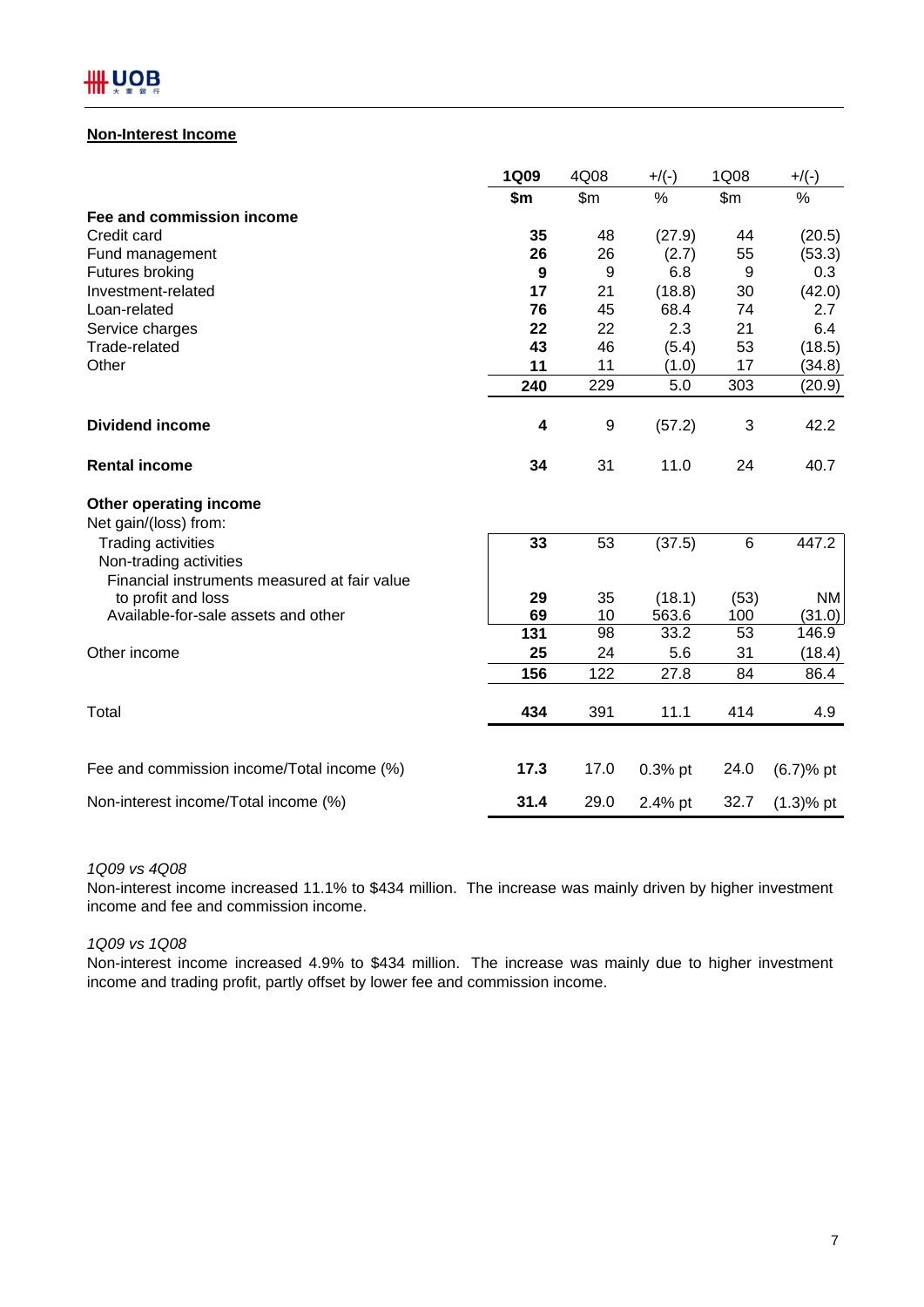## Non-Interest Income

| | 1Q09 | 4Q08 | +/(-) | 1Q08 | +/(-) |
|---|---|---|---|---|---|
| | $m | $m | % | $m | % |
| **Fee and commission income** | | | | | |
| Credit card | **35** | 48 | (27.9) | 44 | (20.5) |
| Fund management | **26** | 26 | (2.7) | 55 | (53.3) |
| Futures broking | **9** | 9 | 6.8 | 9 | 0.3 |
| Investment-related | **17** | 21 | (18.8) | 30 | (42.0) |
| Loan-related | **76** | 45 | 68.4 | 74 | 2.7 |
| Service charges | **22** | 22 | 2.3 | 21 | 6.4 |
| Trade-related | **43** | 46 | (5.4) | 53 | (18.5) |
| Other | **11** | 11 | (1.0) | 17 | (34.8) |
| | **240** | 229 | 5.0 | 303 | (20.9) |
| **Dividend income** | **4** | 9 | (57.2) | 3 | 42.2 |
| **Rental income** | **34** | 31 | 11.0 | 24 | 40.7 |
| **Other operating income** | | | | | |
| Net gain/(loss) from: | | | | | |
| Trading activities | **33** | 53 | (37.5) | 6 | 447.2 |
| Non-trading activities | | | | | |
| Financial instruments measured at fair value to profit and loss | **29** | 35 | (18.1) | (53) | NM |
| Available-for-sale assets and other | **69** | 10 | 563.6 | 100 | (31.0) |
| | **131** | 98 | 33.2 | 53 | 146.9 |
| Other income | **25** | 24 | 5.6 | 31 | (18.4) |
| | **156** | 122 | 27.8 | 84 | 86.4 |
| Total | **434** | 391 | 11.1 | 414 | 4.9 |
| Fee and commission income/Total income (%) | **17.3** | 17.0 | 0.3% pt | 24.0 | (6.7)% pt |
| Non-interest income/Total income (%) | **31.4** | 29.0 | 2.4% pt | 32.7 | (1.3)% pt |

*1Q09 vs 4Q08*

Non-interest income increased 11.1% to $434 million. The increase was mainly driven by higher investment income and fee and commission income.

*1Q09 vs 1Q08*

Non-interest income increased 4.9% to $434 million. The increase was mainly due to higher investment income and trading profit, partly offset by lower fee and commission income.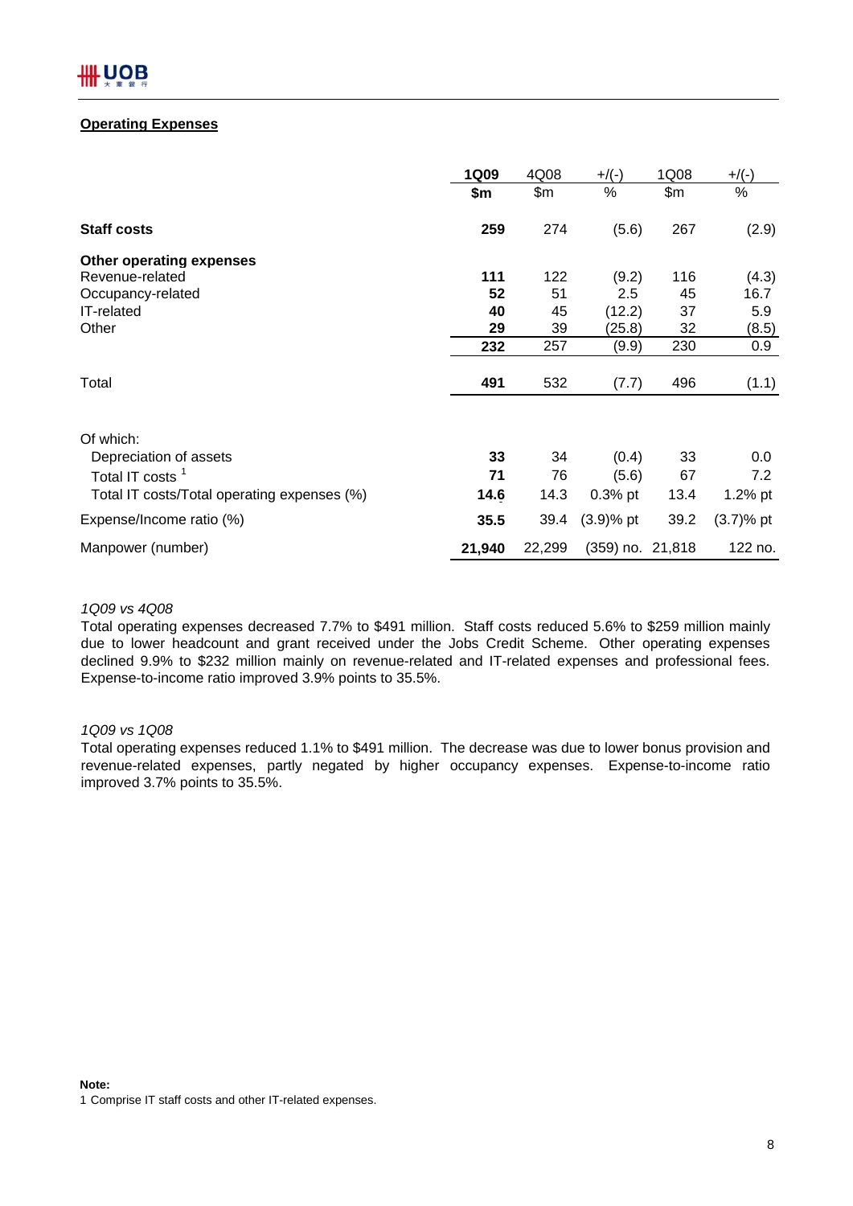## Operating Expenses

| | 1Q09 | 4Q08 | +/(-) | 1Q08 | +/(-) |
|---|---|---|---|---|---|
| | **$m** | $m | % | $m | % |
| **Staff costs** | **259** | 274 | (5.6) | 267 | (2.9) |
| **Other operating expenses** | | | | | |
| Revenue-related | **111** | 122 | (9.2) | 116 | (4.3) |
| Occupancy-related | **52** | 51 | 2.5 | 45 | 16.7 |
| IT-related | **40** | 45 | (12.2) | 37 | 5.9 |
| Other | **29** | 39 | (25.8) | 32 | (8.5) |
| | **232** | 257 | (9.9) | 230 | 0.9 |
| Total | **491** | 532 | (7.7) | 496 | (1.1) |
| Of which: | | | | | |
| Depreciation of assets | **33** | 34 | (0.4) | 33 | 0.0 |
| Total IT costs [1] | **71** | 76 | (5.6) | 67 | 7.2 |
| Total IT costs/Total operating expenses (%) | **14.6** | 14.3 | 0.3% pt | 13.4 | 1.2% pt |
| Expense/Income ratio (%) | **35.5** | 39.4 | (3.9)% pt | 39.2 | (3.7)% pt |
| Manpower (number) | **21,940** | 22,299 | (359) no. | 21,818 | 122 no. |

*1Q09 vs 4Q08*

Total operating expenses decreased 7.7% to $491 million. Staff costs reduced 5.6% to $259 million mainly due to lower headcount and grant received under the Jobs Credit Scheme. Other operating expenses declined 9.9% to $232 million mainly on revenue-related and IT-related expenses and professional fees. Expense-to-income ratio improved 3.9% points to 35.5%.

*1Q09 vs 1Q08*

Total operating expenses reduced 1.1% to $491 million. The decrease was due to lower bonus provision and revenue-related expenses, partly negated by higher occupancy expenses. Expense-to-income ratio improved 3.7% points to 35.5%.

**Note:**

1 Comprise IT staff costs and other IT-related expenses.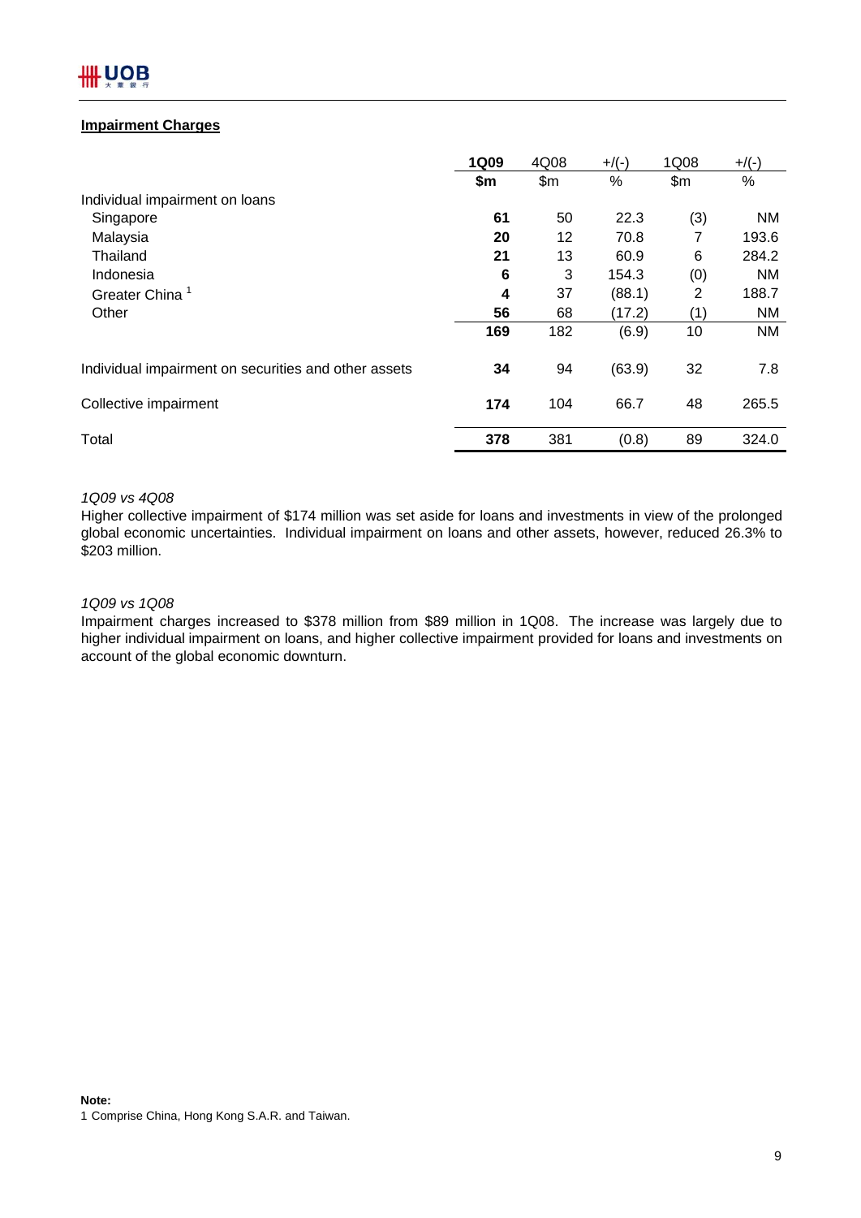## Impairment Charges

| | **1Q09** | 4Q08 | +/(-) | 1Q08 | +/(-) |
|---|---|---|---|---|---|
| | **\$m** | \$m | % | \$m | % |
| Individual impairment on loans | | | | | |
| Singapore | **61** | 50 | 22.3 | (3) | NM |
| Malaysia | **20** | 12 | 70.8 | 7 | 193.6 |
| Thailand | **21** | 13 | 60.9 | 6 | 284.2 |
| Indonesia | **6** | 3 | 154.3 | (0) | NM |
| Greater China [1] | **4** | 37 | (88.1) | 2 | 188.7 |
| Other | **56** | 68 | (17.2) | (1) | NM |
| | **169** | 182 | (6.9) | 10 | NM |
| Individual impairment on securities and other assets | **34** | 94 | (63.9) | 32 | 7.8 |
| Collective impairment | **174** | 104 | 66.7 | 48 | 265.5 |
| Total | **378** | 381 | (0.8) | 89 | 324.0 |

*1Q09 vs 4Q08*

Higher collective impairment of \$174 million was set aside for loans and investments in view of the prolonged global economic uncertainties. Individual impairment on loans and other assets, however, reduced 26.3% to \$203 million.

*1Q09 vs 1Q08*

Impairment charges increased to \$378 million from \$89 million in 1Q08. The increase was largely due to higher individual impairment on loans, and higher collective impairment provided for loans and investments on account of the global economic downturn.

**Note:**

1 Comprise China, Hong Kong S.A.R. and Taiwan.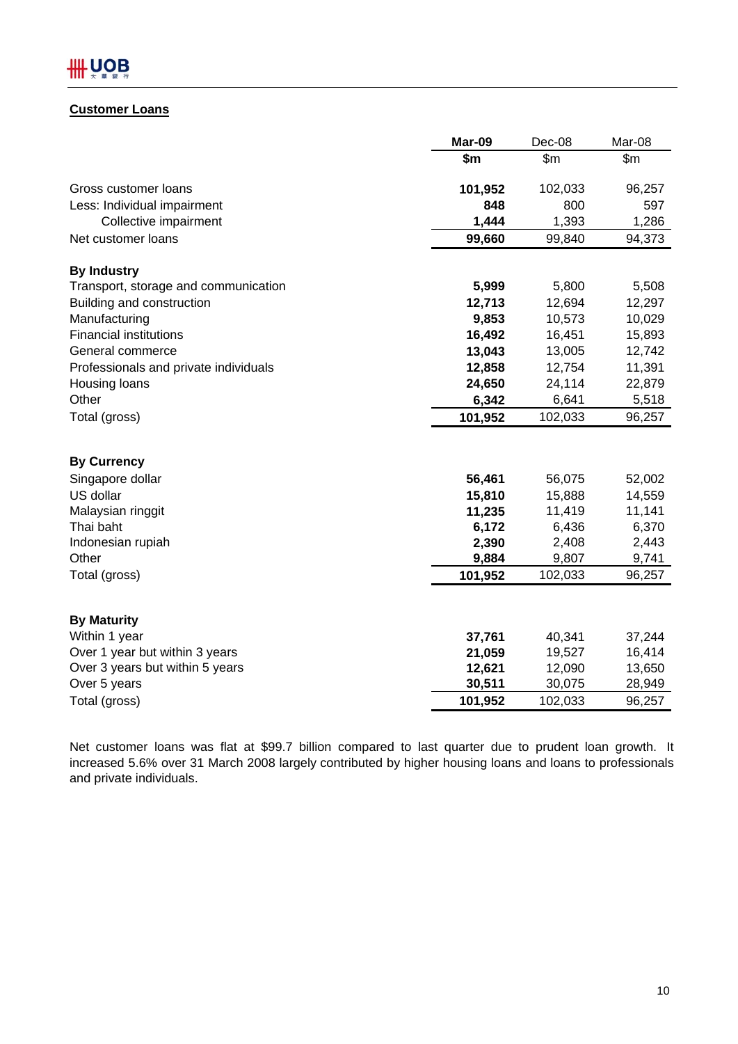## Customer Loans

| | Mar-09 | Dec-08 | Mar-08 |
|---|---|---|---|
| | $m | $m | $m |
| Gross customer loans | **101,952** | 102,033 | 96,257 |
| Less: Individual impairment | **848** | 800 | 597 |
| Collective impairment | **1,444** | 1,393 | 1,286 |
| Net customer loans | **99,660** | 99,840 | 94,373 |
| | | | |
| **By Industry** | | | |
| Transport, storage and communication | **5,999** | 5,800 | 5,508 |
| Building and construction | **12,713** | 12,694 | 12,297 |
| Manufacturing | **9,853** | 10,573 | 10,029 |
| Financial institutions | **16,492** | 16,451 | 15,893 |
| General commerce | **13,043** | 13,005 | 12,742 |
| Professionals and private individuals | **12,858** | 12,754 | 11,391 |
| Housing loans | **24,650** | 24,114 | 22,879 |
| Other | **6,342** | 6,641 | 5,518 |
| Total (gross) | **101,952** | 102,033 | 96,257 |
| | | | |
| **By Currency** | | | |
| Singapore dollar | **56,461** | 56,075 | 52,002 |
| US dollar | **15,810** | 15,888 | 14,559 |
| Malaysian ringgit | **11,235** | 11,419 | 11,141 |
| Thai baht | **6,172** | 6,436 | 6,370 |
| Indonesian rupiah | **2,390** | 2,408 | 2,443 |
| Other | **9,884** | 9,807 | 9,741 |
| Total (gross) | **101,952** | 102,033 | 96,257 |
| | | | |
| **By Maturity** | | | |
| Within 1 year | **37,761** | 40,341 | 37,244 |
| Over 1 year but within 3 years | **21,059** | 19,527 | 16,414 |
| Over 3 years but within 5 years | **12,621** | 12,090 | 13,650 |
| Over 5 years | **30,511** | 30,075 | 28,949 |
| Total (gross) | **101,952** | 102,033 | 96,257 |

Net customer loans was flat at $99.7 billion compared to last quarter due to prudent loan growth. It increased 5.6% over 31 March 2008 largely contributed by higher housing loans and loans to professionals and private individuals.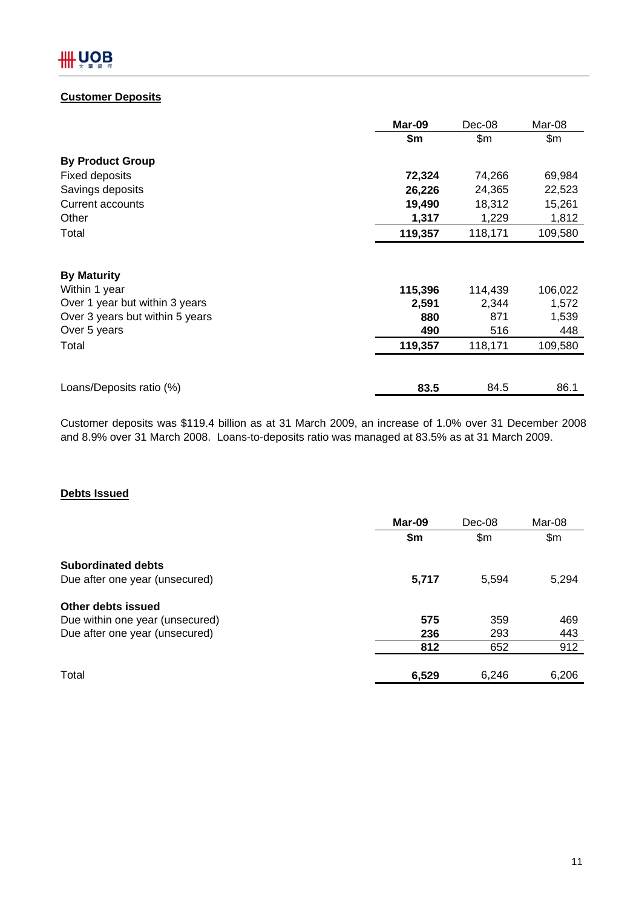## Customer Deposits

| | **Mar-09** | Dec-08 | Mar-08 |
|---|---|---|---|
| | **$m** | $m | $m |
| **By Product Group** | | | |
| Fixed deposits | **72,324** | 74,266 | 69,984 |
| Savings deposits | **26,226** | 24,365 | 22,523 |
| Current accounts | **19,490** | 18,312 | 15,261 |
| Other | **1,317** | 1,229 | 1,812 |
| Total | **119,357** | 118,171 | 109,580 |
| | | | |
| **By Maturity** | | | |
| Within 1 year | **115,396** | 114,439 | 106,022 |
| Over 1 year but within 3 years | **2,591** | 2,344 | 1,572 |
| Over 3 years but within 5 years | **880** | 871 | 1,539 |
| Over 5 years | **490** | 516 | 448 |
| Total | **119,357** | 118,171 | 109,580 |
| | | | |
| Loans/Deposits ratio (%) | **83.5** | 84.5 | 86.1 |

Customer deposits was $119.4 billion as at 31 March 2009, an increase of 1.0% over 31 December 2008 and 8.9% over 31 March 2008. Loans-to-deposits ratio was managed at 83.5% as at 31 March 2009.

## Debts Issued

| | **Mar-09** | Dec-08 | Mar-08 |
|---|---|---|---|
| | **$m** | $m | $m |
| **Subordinated debts** | | | |
| Due after one year (unsecured) | **5,717** | 5,594 | 5,294 |
| **Other debts issued** | | | |
| Due within one year (unsecured) | **575** | 359 | 469 |
| Due after one year (unsecured) | **236** | 293 | 443 |
| | **812** | 652 | 912 |
| | | | |
| Total | **6,529** | 6,246 | 6,206 |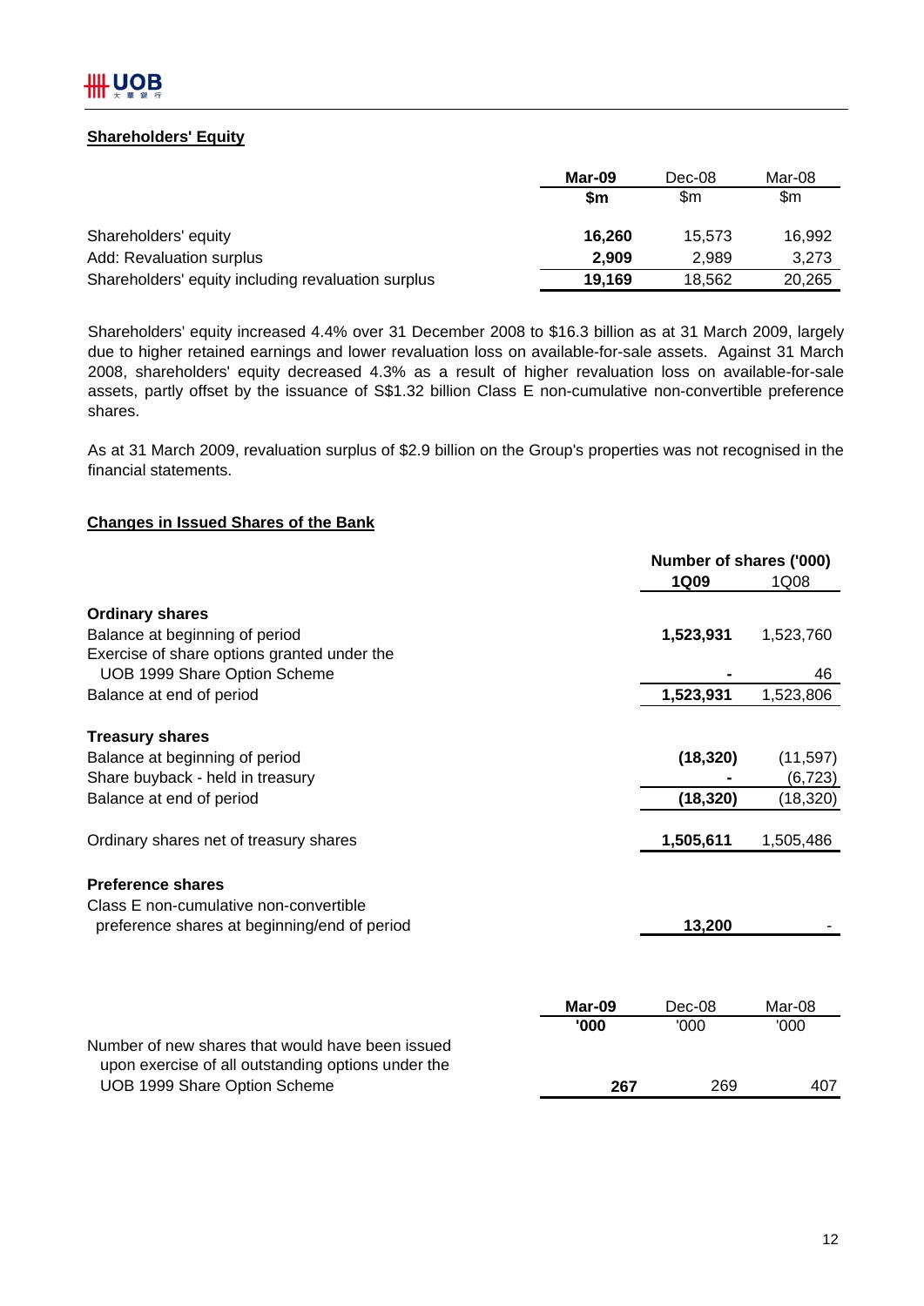## Shareholders' Equity

| | Mar-09 | Dec-08 | Mar-08 |
|---|---|---|---|
| | $m | $m | $m |
| Shareholders' equity | **16,260** | 15,573 | 16,992 |
| Add: Revaluation surplus | **2,909** | 2,989 | 3,273 |
| Shareholders' equity including revaluation surplus | **19,169** | 18,562 | 20,265 |

Shareholders' equity increased 4.4% over 31 December 2008 to $16.3 billion as at 31 March 2009, largely due to higher retained earnings and lower revaluation loss on available-for-sale assets. Against 31 March 2008, shareholders' equity decreased 4.3% as a result of higher revaluation loss on available-for-sale assets, partly offset by the issuance of S$1.32 billion Class E non-cumulative non-convertible preference shares.

As at 31 March 2009, revaluation surplus of $2.9 billion on the Group's properties was not recognised in the financial statements.

## Changes in Issued Shares of the Bank

| | Number of shares ('000) | |
|---|---|---|
| | **1Q09** | 1Q08 |
| **Ordinary shares** | | |
| Balance at beginning of period | **1,523,931** | 1,523,760 |
| Exercise of share options granted under the UOB 1999 Share Option Scheme | **-** | 46 |
| Balance at end of period | **1,523,931** | 1,523,806 |
| **Treasury shares** | | |
| Balance at beginning of period | **(18,320)** | (11,597) |
| Share buyback - held in treasury | **-** | (6,723) |
| Balance at end of period | **(18,320)** | (18,320) |
| Ordinary shares net of treasury shares | **1,505,611** | 1,505,486 |
| **Preference shares** | | |
| Class E non-cumulative non-convertible preference shares at beginning/end of period | **13,200** | - |

| | Mar-09 | Dec-08 | Mar-08 |
|---|---|---|---|
| | '000 | '000 | '000 |
| Number of new shares that would have been issued upon exercise of all outstanding options under the UOB 1999 Share Option Scheme | **267** | 269 | 407 |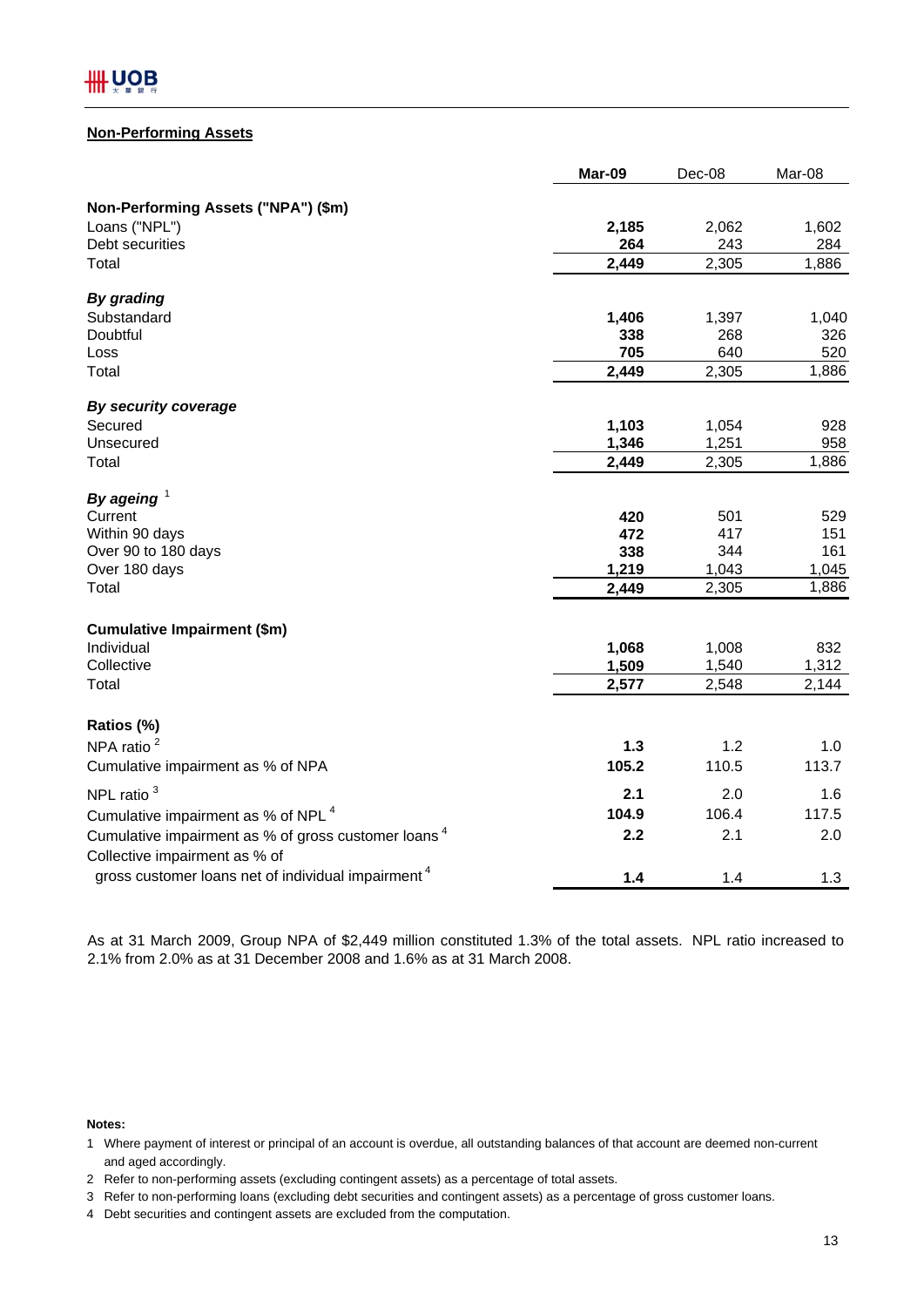## Non-Performing Assets

| | **Mar-09** | Dec-08 | Mar-08 |
|---|---|---|---|
| **Non-Performing Assets ("NPA") ($m)** | | | |
| Loans ("NPL") | **2,185** | 2,062 | 1,602 |
| Debt securities | **264** | 243 | 284 |
| Total | **2,449** | 2,305 | 1,886 |
| ***By grading*** | | | |
| Substandard | **1,406** | 1,397 | 1,040 |
| Doubtful | **338** | 268 | 326 |
| Loss | **705** | 640 | 520 |
| Total | **2,449** | 2,305 | 1,886 |
| ***By security coverage*** | | | |
| Secured | **1,103** | 1,054 | 928 |
| Unsecured | **1,346** | 1,251 | 958 |
| Total | **2,449** | 2,305 | 1,886 |
| ***By ageing*** [1] | | | |
| Current | **420** | 501 | 529 |
| Within 90 days | **472** | 417 | 151 |
| Over 90 to 180 days | **338** | 344 | 161 |
| Over 180 days | **1,219** | 1,043 | 1,045 |
| Total | **2,449** | 2,305 | 1,886 |
| **Cumulative Impairment ($m)** | | | |
| Individual | **1,068** | 1,008 | 832 |
| Collective | **1,509** | 1,540 | 1,312 |
| Total | **2,577** | 2,548 | 2,144 |
| **Ratios (%)** | | | |
| NPA ratio [2] | **1.3** | 1.2 | 1.0 |
| Cumulative impairment as % of NPA | **105.2** | 110.5 | 113.7 |
| NPL ratio [3] | **2.1** | 2.0 | 1.6 |
| Cumulative impairment as % of NPL [4] | **104.9** | 106.4 | 117.5 |
| Cumulative impairment as % of gross customer loans [4] | **2.2** | 2.1 | 2.0 |
| Collective impairment as % of gross customer loans net of individual impairment [4] | **1.4** | 1.4 | 1.3 |

As at 31 March 2009, Group NPA of $2,449 million constituted 1.3% of the total assets. NPL ratio increased to 2.1% from 2.0% as at 31 December 2008 and 1.6% as at 31 March 2008.

**Notes:**

1 Where payment of interest or principal of an account is overdue, all outstanding balances of that account are deemed non-current and aged accordingly.

2 Refer to non-performing assets (excluding contingent assets) as a percentage of total assets.

3 Refer to non-performing loans (excluding debt securities and contingent assets) as a percentage of gross customer loans.

4 Debt securities and contingent assets are excluded from the computation.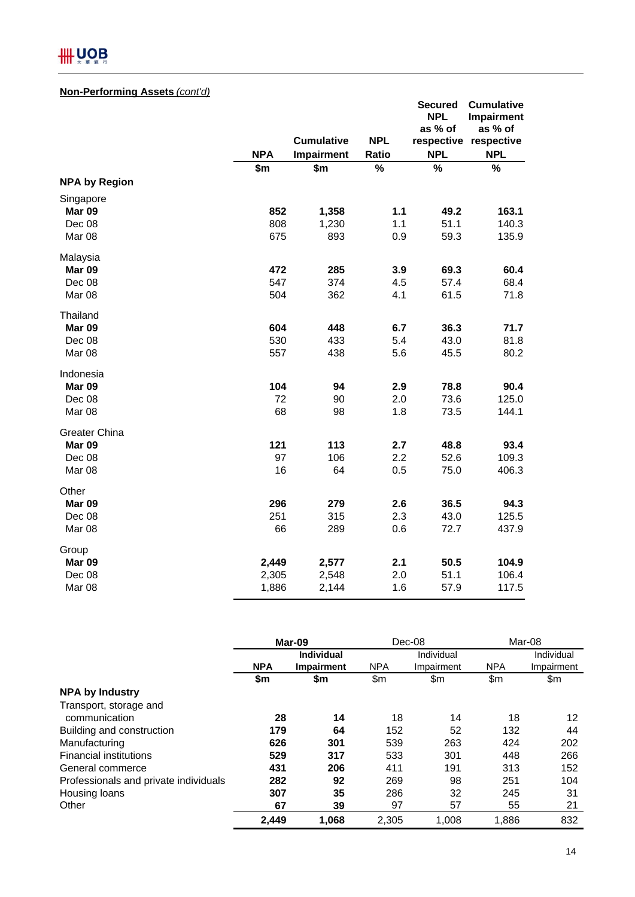**Non-Performing Assets** *(cont'd)*

| | NPA | Cumulative Impairment | NPL Ratio | Secured NPL as % of respective NPL | Cumulative Impairment as % of respective NPL |
|---|---|---|---|---|---|
| | $m | $m | % | % | % |
| **NPA by Region** | | | | | |
| Singapore | | | | | |
| **Mar 09** | **852** | **1,358** | **1.1** | **49.2** | **163.1** |
| Dec 08 | 808 | 1,230 | 1.1 | 51.1 | 140.3 |
| Mar 08 | 675 | 893 | 0.9 | 59.3 | 135.9 |
| Malaysia | | | | | |
| **Mar 09** | **472** | **285** | **3.9** | **69.3** | **60.4** |
| Dec 08 | 547 | 374 | 4.5 | 57.4 | 68.4 |
| Mar 08 | 504 | 362 | 4.1 | 61.5 | 71.8 |
| Thailand | | | | | |
| **Mar 09** | **604** | **448** | **6.7** | **36.3** | **71.7** |
| Dec 08 | 530 | 433 | 5.4 | 43.0 | 81.8 |
| Mar 08 | 557 | 438 | 5.6 | 45.5 | 80.2 |
| Indonesia | | | | | |
| **Mar 09** | **104** | **94** | **2.9** | **78.8** | **90.4** |
| Dec 08 | 72 | 90 | 2.0 | 73.6 | 125.0 |
| Mar 08 | 68 | 98 | 1.8 | 73.5 | 144.1 |
| Greater China | | | | | |
| **Mar 09** | **121** | **113** | **2.7** | **48.8** | **93.4** |
| Dec 08 | 97 | 106 | 2.2 | 52.6 | 109.3 |
| Mar 08 | 16 | 64 | 0.5 | 75.0 | 406.3 |
| Other | | | | | |
| **Mar 09** | **296** | **279** | **2.6** | **36.5** | **94.3** |
| Dec 08 | 251 | 315 | 2.3 | 43.0 | 125.5 |
| Mar 08 | 66 | 289 | 0.6 | 72.7 | 437.9 |
| Group | | | | | |
| **Mar 09** | **2,449** | **2,577** | **2.1** | **50.5** | **104.9** |
| Dec 08 | 2,305 | 2,548 | 2.0 | 51.1 | 106.4 |
| Mar 08 | 1,886 | 2,144 | 1.6 | 57.9 | 117.5 |

| | **Mar-09** | | Dec-08 | | Mar-08 | |
|---|---|---|---|---|---|---|
| | **NPA** | **Individual Impairment** | NPA | Individual Impairment | NPA | Individual Impairment |
| | **$m** | **$m** | $m | $m | $m | $m |
| **NPA by Industry** | | | | | | |
| Transport, storage and communication | **28** | **14** | 18 | 14 | 18 | 12 |
| Building and construction | **179** | **64** | 152 | 52 | 132 | 44 |
| Manufacturing | **626** | **301** | 539 | 263 | 424 | 202 |
| Financial institutions | **529** | **317** | 533 | 301 | 448 | 266 |
| General commerce | **431** | **206** | 411 | 191 | 313 | 152 |
| Professionals and private individuals | **282** | **92** | 269 | 98 | 251 | 104 |
| Housing loans | **307** | **35** | 286 | 32 | 245 | 31 |
| Other | **67** | **39** | 97 | 57 | 55 | 21 |
| | **2,449** | **1,068** | 2,305 | 1,008 | 1,886 | 832 |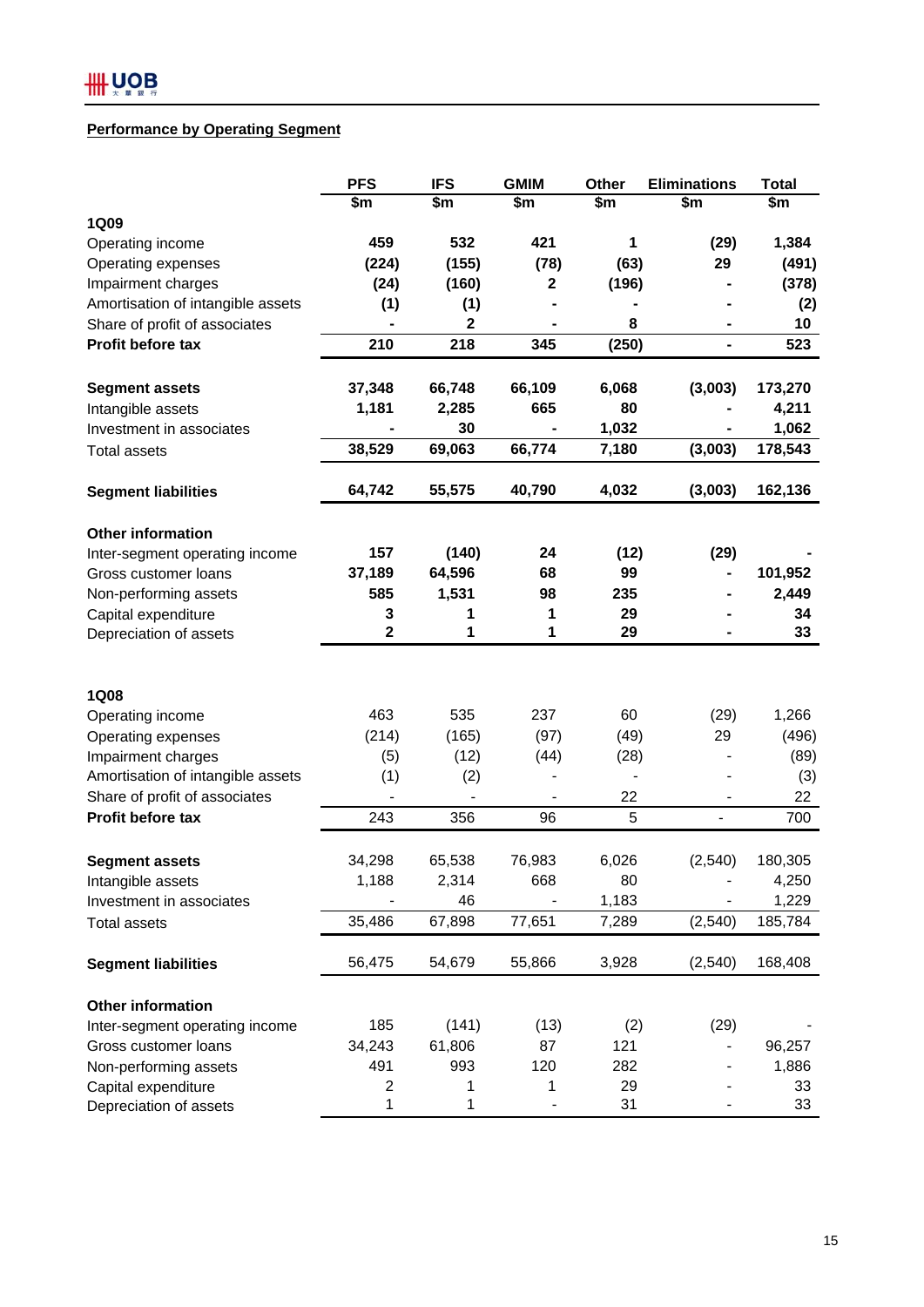## Performance by Operating Segment

| | PFS | IFS | GMIM | Other | Eliminations | Total |
|---|---|---|---|---|---|---|
| | $m | $m | $m | $m | $m | $m |
| **1Q09** | | | | | | |
| Operating income | **459** | **532** | **421** | **1** | **(29)** | **1,384** |
| Operating expenses | **(224)** | **(155)** | **(78)** | **(63)** | **29** | **(491)** |
| Impairment charges | **(24)** | **(160)** | **2** | **(196)** | **-** | **(378)** |
| Amortisation of intangible assets | **(1)** | **(1)** | **-** | **-** | **-** | **(2)** |
| Share of profit of associates | **-** | **2** | **-** | **8** | **-** | **10** |
| **Profit before tax** | **210** | **218** | **345** | **(250)** | **-** | **523** |
| | | | | | | |
| **Segment assets** | **37,348** | **66,748** | **66,109** | **6,068** | **(3,003)** | **173,270** |
| Intangible assets | **1,181** | **2,285** | **665** | **80** | **-** | **4,211** |
| Investment in associates | **-** | **30** | **-** | **1,032** | **-** | **1,062** |
| Total assets | **38,529** | **69,063** | **66,774** | **7,180** | **(3,003)** | **178,543** |
| | | | | | | |
| **Segment liabilities** | **64,742** | **55,575** | **40,790** | **4,032** | **(3,003)** | **162,136** |
| | | | | | | |
| **Other information** | | | | | | |
| Inter-segment operating income | **157** | **(140)** | **24** | **(12)** | **(29)** | **-** |
| Gross customer loans | **37,189** | **64,596** | **68** | **99** | **-** | **101,952** |
| Non-performing assets | **585** | **1,531** | **98** | **235** | **-** | **2,449** |
| Capital expenditure | **3** | **1** | **1** | **29** | **-** | **34** |
| Depreciation of assets | **2** | **1** | **1** | **29** | **-** | **33** |
| | | | | | | |
| **1Q08** | | | | | | |
| Operating income | 463 | 535 | 237 | 60 | (29) | 1,266 |
| Operating expenses | (214) | (165) | (97) | (49) | 29 | (496) |
| Impairment charges | (5) | (12) | (44) | (28) | - | (89) |
| Amortisation of intangible assets | (1) | (2) | - | - | - | (3) |
| Share of profit of associates | - | - | - | 22 | - | 22 |
| **Profit before tax** | 243 | 356 | 96 | 5 | - | 700 |
| | | | | | | |
| **Segment assets** | 34,298 | 65,538 | 76,983 | 6,026 | (2,540) | 180,305 |
| Intangible assets | 1,188 | 2,314 | 668 | 80 | - | 4,250 |
| Investment in associates | - | 46 | - | 1,183 | - | 1,229 |
| Total assets | 35,486 | 67,898 | 77,651 | 7,289 | (2,540) | 185,784 |
| | | | | | | |
| **Segment liabilities** | 56,475 | 54,679 | 55,866 | 3,928 | (2,540) | 168,408 |
| | | | | | | |
| **Other information** | | | | | | |
| Inter-segment operating income | 185 | (141) | (13) | (2) | (29) | - |
| Gross customer loans | 34,243 | 61,806 | 87 | 121 | - | 96,257 |
| Non-performing assets | 491 | 993 | 120 | 282 | - | 1,886 |
| Capital expenditure | 2 | 1 | 1 | 29 | - | 33 |
| Depreciation of assets | 1 | 1 | - | 31 | - | 33 |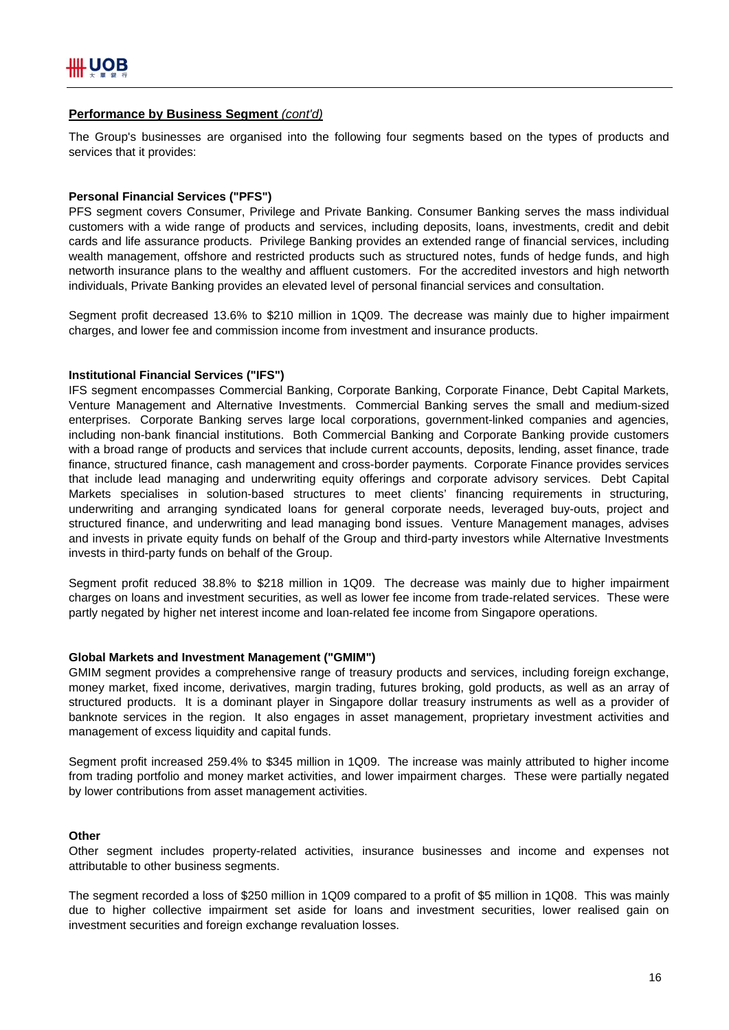## Performance by Business Segment *(cont'd)*

The Group's businesses are organised into the following four segments based on the types of products and services that it provides:

### Personal Financial Services ("PFS")

PFS segment covers Consumer, Privilege and Private Banking. Consumer Banking serves the mass individual customers with a wide range of products and services, including deposits, loans, investments, credit and debit cards and life assurance products. Privilege Banking provides an extended range of financial services, including wealth management, offshore and restricted products such as structured notes, funds of hedge funds, and high networth insurance plans to the wealthy and affluent customers. For the accredited investors and high networth individuals, Private Banking provides an elevated level of personal financial services and consultation.

Segment profit decreased 13.6% to $210 million in 1Q09. The decrease was mainly due to higher impairment charges, and lower fee and commission income from investment and insurance products.

### Institutional Financial Services ("IFS")

IFS segment encompasses Commercial Banking, Corporate Banking, Corporate Finance, Debt Capital Markets, Venture Management and Alternative Investments. Commercial Banking serves the small and medium-sized enterprises. Corporate Banking serves large local corporations, government-linked companies and agencies, including non-bank financial institutions. Both Commercial Banking and Corporate Banking provide customers with a broad range of products and services that include current accounts, deposits, lending, asset finance, trade finance, structured finance, cash management and cross-border payments. Corporate Finance provides services that include lead managing and underwriting equity offerings and corporate advisory services. Debt Capital Markets specialises in solution-based structures to meet clients' financing requirements in structuring, underwriting and arranging syndicated loans for general corporate needs, leveraged buy-outs, project and structured finance, and underwriting and lead managing bond issues. Venture Management manages, advises and invests in private equity funds on behalf of the Group and third-party investors while Alternative Investments invests in third-party funds on behalf of the Group.

Segment profit reduced 38.8% to $218 million in 1Q09. The decrease was mainly due to higher impairment charges on loans and investment securities, as well as lower fee income from trade-related services. These were partly negated by higher net interest income and loan-related fee income from Singapore operations.

### Global Markets and Investment Management ("GMIM")

GMIM segment provides a comprehensive range of treasury products and services, including foreign exchange, money market, fixed income, derivatives, margin trading, futures broking, gold products, as well as an array of structured products. It is a dominant player in Singapore dollar treasury instruments as well as a provider of banknote services in the region. It also engages in asset management, proprietary investment activities and management of excess liquidity and capital funds.

Segment profit increased 259.4% to $345 million in 1Q09. The increase was mainly attributed to higher income from trading portfolio and money market activities, and lower impairment charges. These were partially negated by lower contributions from asset management activities.

### Other

Other segment includes property-related activities, insurance businesses and income and expenses not attributable to other business segments.

The segment recorded a loss of $250 million in 1Q09 compared to a profit of $5 million in 1Q08. This was mainly due to higher collective impairment set aside for loans and investment securities, lower realised gain on investment securities and foreign exchange revaluation losses.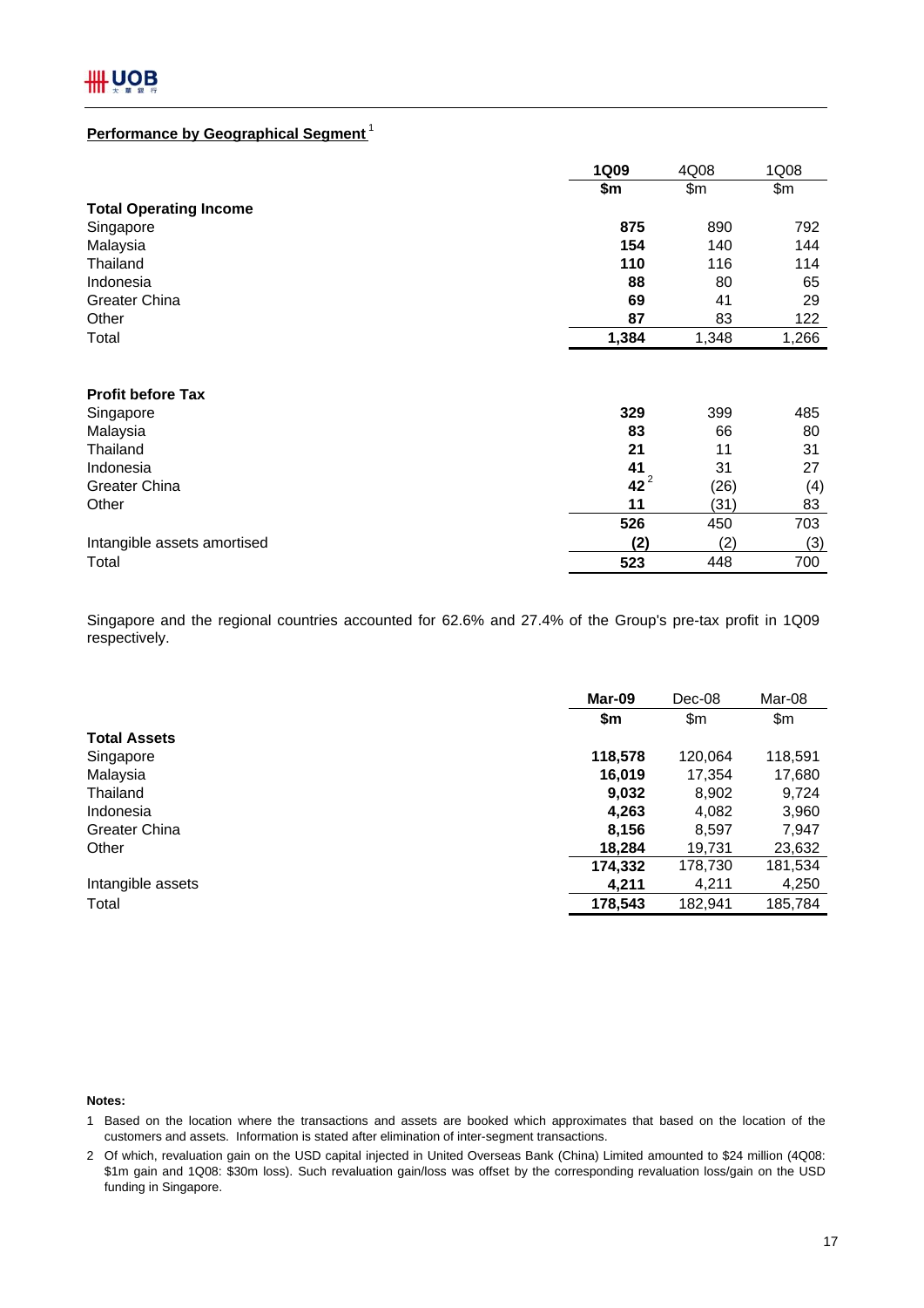## Performance by Geographical Segment[1]

| | 1Q09 | 4Q08 | 1Q08 |
|---|---|---|---|
| | $m | $m | $m |
| **Total Operating Income** | | | |
| Singapore | **875** | 890 | 792 |
| Malaysia | **154** | 140 | 144 |
| Thailand | **110** | 116 | 114 |
| Indonesia | **88** | 80 | 65 |
| Greater China | **69** | 41 | 29 |
| Other | **87** | 83 | 122 |
| Total | **1,384** | 1,348 | 1,266 |
| | | | |
| **Profit before Tax** | | | |
| Singapore | **329** | 399 | 485 |
| Malaysia | **83** | 66 | 80 |
| Thailand | **21** | 11 | 31 |
| Indonesia | **41** | 31 | 27 |
| Greater China | **42**[2] | (26) | (4) |
| Other | **11** | (31) | 83 |
| | **526** | 450 | 703 |
| Intangible assets amortised | **(2)** | (2) | (3) |
| Total | **523** | 448 | 700 |

Singapore and the regional countries accounted for 62.6% and 27.4% of the Group's pre-tax profit in 1Q09 respectively.

| | Mar-09 | Dec-08 | Mar-08 |
|---|---|---|---|
| | $m | $m | $m |
| **Total Assets** | | | |
| Singapore | **118,578** | 120,064 | 118,591 |
| Malaysia | **16,019** | 17,354 | 17,680 |
| Thailand | **9,032** | 8,902 | 9,724 |
| Indonesia | **4,263** | 4,082 | 3,960 |
| Greater China | **8,156** | 8,597 | 7,947 |
| Other | **18,284** | 19,731 | 23,632 |
| | **174,332** | 178,730 | 181,534 |
| Intangible assets | **4,211** | 4,211 | 4,250 |
| Total | **178,543** | 182,941 | 185,784 |

**Notes:**

1 Based on the location where the transactions and assets are booked which approximates that based on the location of the customers and assets. Information is stated after elimination of inter-segment transactions.

2 Of which, revaluation gain on the USD capital injected in United Overseas Bank (China) Limited amounted to $24 million (4Q08: $1m gain and 1Q08: $30m loss). Such revaluation gain/loss was offset by the corresponding revaluation loss/gain on the USD funding in Singapore.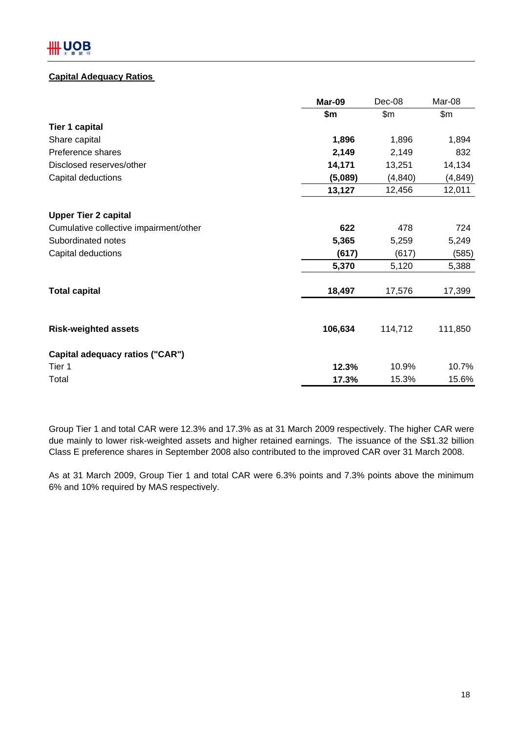## Capital Adequacy Ratios

| | **Mar-09** | Dec-08 | Mar-08 |
|---|---|---|---|
| | **$m** | $m | $m |
| **Tier 1 capital** | | | |
| Share capital | **1,896** | 1,896 | 1,894 |
| Preference shares | **2,149** | 2,149 | 832 |
| Disclosed reserves/other | **14,171** | 13,251 | 14,134 |
| Capital deductions | **(5,089)** | (4,840) | (4,849) |
| | **13,127** | 12,456 | 12,011 |
| **Upper Tier 2 capital** | | | |
| Cumulative collective impairment/other | **622** | 478 | 724 |
| Subordinated notes | **5,365** | 5,259 | 5,249 |
| Capital deductions | **(617)** | (617) | (585) |
| | **5,370** | 5,120 | 5,388 |
| **Total capital** | **18,497** | 17,576 | 17,399 |
| **Risk-weighted assets** | **106,634** | 114,712 | 111,850 |
| **Capital adequacy ratios ("CAR")** | | | |
| Tier 1 | **12.3%** | 10.9% | 10.7% |
| Total | **17.3%** | 15.3% | 15.6% |

Group Tier 1 and total CAR were 12.3% and 17.3% as at 31 March 2009 respectively. The higher CAR were due mainly to lower risk-weighted assets and higher retained earnings. The issuance of the S$1.32 billion Class E preference shares in September 2008 also contributed to the improved CAR over 31 March 2008.

As at 31 March 2009, Group Tier 1 and total CAR were 6.3% points and 7.3% points above the minimum 6% and 10% required by MAS respectively.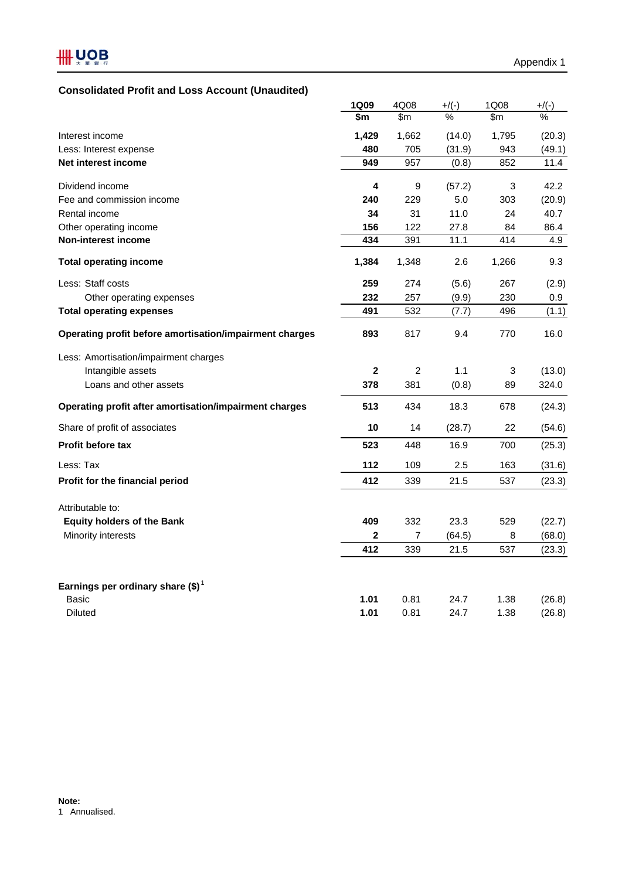Appendix 1

## Consolidated Profit and Loss Account (Unaudited)

| | 1Q09 | 4Q08 | +/(-) | 1Q08 | +/(-) |
|---|---|---|---|---|---|
| | $m | $m | % | $m | % |
| Interest income | **1,429** | 1,662 | (14.0) | 1,795 | (20.3) |
| Less: Interest expense | **480** | 705 | (31.9) | 943 | (49.1) |
| **Net interest income** | **949** | 957 | (0.8) | 852 | 11.4 |
| Dividend income | **4** | 9 | (57.2) | 3 | 42.2 |
| Fee and commission income | **240** | 229 | 5.0 | 303 | (20.9) |
| Rental income | **34** | 31 | 11.0 | 24 | 40.7 |
| Other operating income | **156** | 122 | 27.8 | 84 | 86.4 |
| **Non-interest income** | **434** | 391 | 11.1 | 414 | 4.9 |
| **Total operating income** | **1,384** | 1,348 | 2.6 | 1,266 | 9.3 |
| Less: Staff costs | **259** | 274 | (5.6) | 267 | (2.9) |
| Other operating expenses | **232** | 257 | (9.9) | 230 | 0.9 |
| **Total operating expenses** | **491** | 532 | (7.7) | 496 | (1.1) |
| **Operating profit before amortisation/impairment charges** | **893** | 817 | 9.4 | 770 | 16.0 |
| Less: Amortisation/impairment charges | | | | | |
| Intangible assets | **2** | 2 | 1.1 | 3 | (13.0) |
| Loans and other assets | **378** | 381 | (0.8) | 89 | 324.0 |
| **Operating profit after amortisation/impairment charges** | **513** | 434 | 18.3 | 678 | (24.3) |
| Share of profit of associates | **10** | 14 | (28.7) | 22 | (54.6) |
| **Profit before tax** | **523** | 448 | 16.9 | 700 | (25.3) |
| Less: Tax | **112** | 109 | 2.5 | 163 | (31.6) |
| **Profit for the financial period** | **412** | 339 | 21.5 | 537 | (23.3) |
| Attributable to: | | | | | |
| **Equity holders of the Bank** | **409** | 332 | 23.3 | 529 | (22.7) |
| Minority interests | **2** | 7 | (64.5) | 8 | (68.0) |
| | **412** | 339 | 21.5 | 537 | (23.3) |
| **Earnings per ordinary share ($)** [1] | | | | | |
| Basic | **1.01** | 0.81 | 24.7 | 1.38 | (26.8) |
| Diluted | **1.01** | 0.81 | 24.7 | 1.38 | (26.8) |

**Note:**
1 Annualised.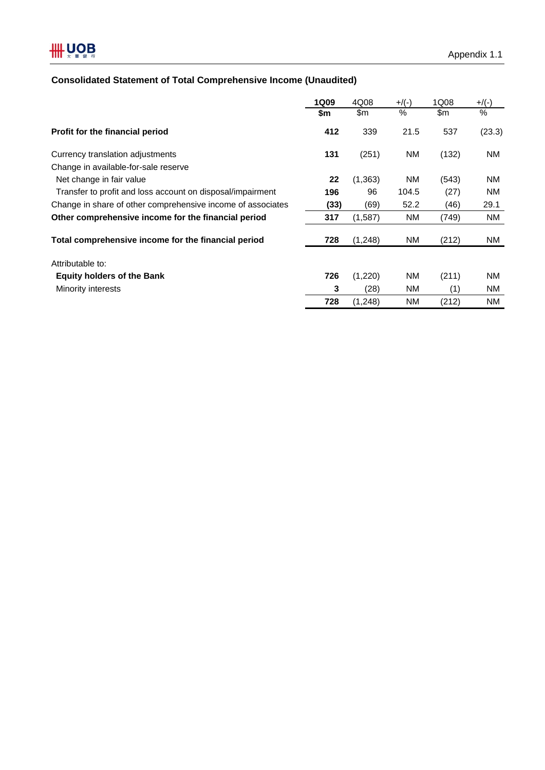Appendix 1.1

## Consolidated Statement of Total Comprehensive Income (Unaudited)

| | **1Q09** | 4Q08 | +/(-) | 1Q08 | +/(-) |
|---|---|---|---|---|---|
| | **$m** | $m | % | $m | % |
| **Profit for the financial period** | **412** | 339 | 21.5 | 537 | (23.3) |
| Currency translation adjustments | **131** | (251) | NM | (132) | NM |
| Change in available-for-sale reserve | | | | | |
| Net change in fair value | **22** | (1,363) | NM | (543) | NM |
| Transfer to profit and loss account on disposal/impairment | **196** | 96 | 104.5 | (27) | NM |
| Change in share of other comprehensive income of associates | **(33)** | (69) | 52.2 | (46) | 29.1 |
| **Other comprehensive income for the financial period** | **317** | (1,587) | NM | (749) | NM |
| **Total comprehensive income for the financial period** | **728** | (1,248) | NM | (212) | NM |
| Attributable to: | | | | | |
| **Equity holders of the Bank** | **726** | (1,220) | NM | (211) | NM |
| Minority interests | **3** | (28) | NM | (1) | NM |
| | **728** | (1,248) | NM | (212) | NM |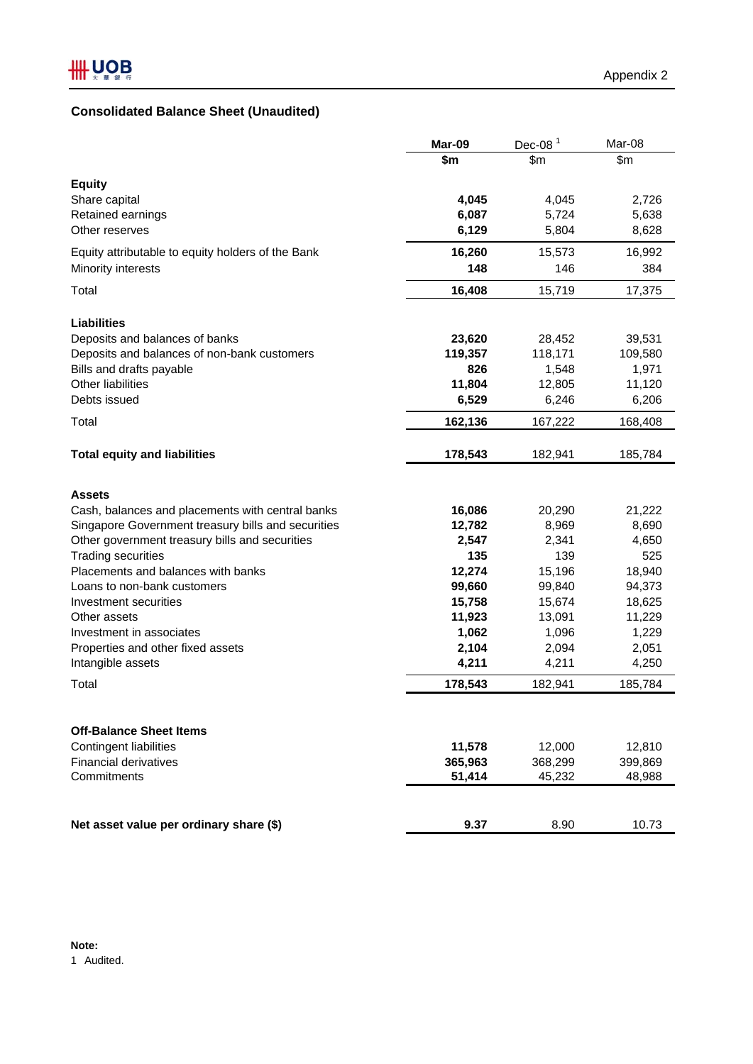Appendix 2

## Consolidated Balance Sheet (Unaudited)

| | Mar-09 | Dec-08 [1] | Mar-08 |
|---|---|---|---|
| | $m | $m | $m |
| **Equity** | | | |
| Share capital | **4,045** | 4,045 | 2,726 |
| Retained earnings | **6,087** | 5,724 | 5,638 |
| Other reserves | **6,129** | 5,804 | 8,628 |
| Equity attributable to equity holders of the Bank | **16,260** | 15,573 | 16,992 |
| Minority interests | **148** | 146 | 384 |
| Total | **16,408** | 15,719 | 17,375 |
| **Liabilities** | | | |
| Deposits and balances of banks | **23,620** | 28,452 | 39,531 |
| Deposits and balances of non-bank customers | **119,357** | 118,171 | 109,580 |
| Bills and drafts payable | **826** | 1,548 | 1,971 |
| Other liabilities | **11,804** | 12,805 | 11,120 |
| Debts issued | **6,529** | 6,246 | 6,206 |
| Total | **162,136** | 167,222 | 168,408 |
| **Total equity and liabilities** | **178,543** | 182,941 | 185,784 |
| **Assets** | | | |
| Cash, balances and placements with central banks | **16,086** | 20,290 | 21,222 |
| Singapore Government treasury bills and securities | **12,782** | 8,969 | 8,690 |
| Other government treasury bills and securities | **2,547** | 2,341 | 4,650 |
| Trading securities | **135** | 139 | 525 |
| Placements and balances with banks | **12,274** | 15,196 | 18,940 |
| Loans to non-bank customers | **99,660** | 99,840 | 94,373 |
| Investment securities | **15,758** | 15,674 | 18,625 |
| Other assets | **11,923** | 13,091 | 11,229 |
| Investment in associates | **1,062** | 1,096 | 1,229 |
| Properties and other fixed assets | **2,104** | 2,094 | 2,051 |
| Intangible assets | **4,211** | 4,211 | 4,250 |
| Total | **178,543** | 182,941 | 185,784 |
| **Off-Balance Sheet Items** | | | |
| Contingent liabilities | **11,578** | 12,000 | 12,810 |
| Financial derivatives | **365,963** | 368,299 | 399,869 |
| Commitments | **51,414** | 45,232 | 48,988 |
| **Net asset value per ordinary share ($)** | **9.37** | 8.90 | 10.73 |

**Note:**
1 Audited.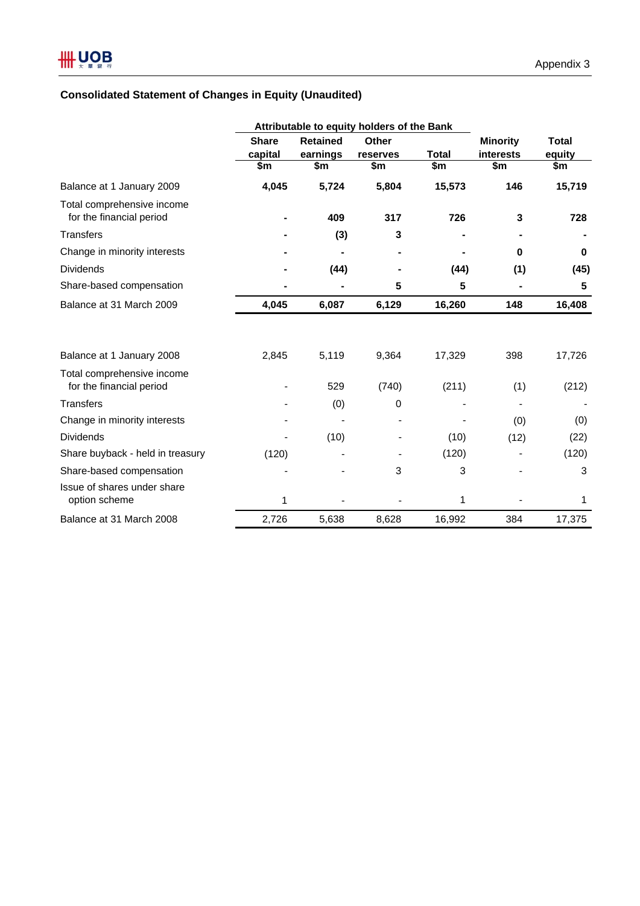Appendix 3

## Consolidated Statement of Changes in Equity (Unaudited)

| | Attributable to equity holders of the Bank | | | | | |
|---|---|---|---|---|---|---|
| | Share capital | Retained earnings | Other reserves | Total | Minority interests | Total equity |
| | $m | $m | $m | $m | $m | $m |
| **Balance at 1 January 2009** | **4,045** | **5,724** | **5,804** | **15,573** | **146** | **15,719** |
| Total comprehensive income for the financial period | **-** | **409** | **317** | **726** | **3** | **728** |
| Transfers | **-** | **(3)** | **3** | **-** | **-** | **-** |
| Change in minority interests | **-** | **-** | **-** | **-** | **0** | **0** |
| Dividends | **-** | **(44)** | **-** | **(44)** | **(1)** | **(45)** |
| Share-based compensation | **-** | **-** | **5** | **5** | **-** | **5** |
| **Balance at 31 March 2009** | **4,045** | **6,087** | **6,129** | **16,260** | **148** | **16,408** |
| | | | | | | |
| Balance at 1 January 2008 | 2,845 | 5,119 | 9,364 | 17,329 | 398 | 17,726 |
| Total comprehensive income for the financial period | - | 529 | (740) | (211) | (1) | (212) |
| Transfers | - | (0) | 0 | - | - | - |
| Change in minority interests | - | - | - | - | (0) | (0) |
| Dividends | - | (10) | - | (10) | (12) | (22) |
| Share buyback - held in treasury | (120) | - | - | (120) | - | (120) |
| Share-based compensation | - | - | 3 | 3 | - | 3 |
| Issue of shares under share option scheme | 1 | - | - | 1 | - | 1 |
| Balance at 31 March 2008 | 2,726 | 5,638 | 8,628 | 16,992 | 384 | 17,375 |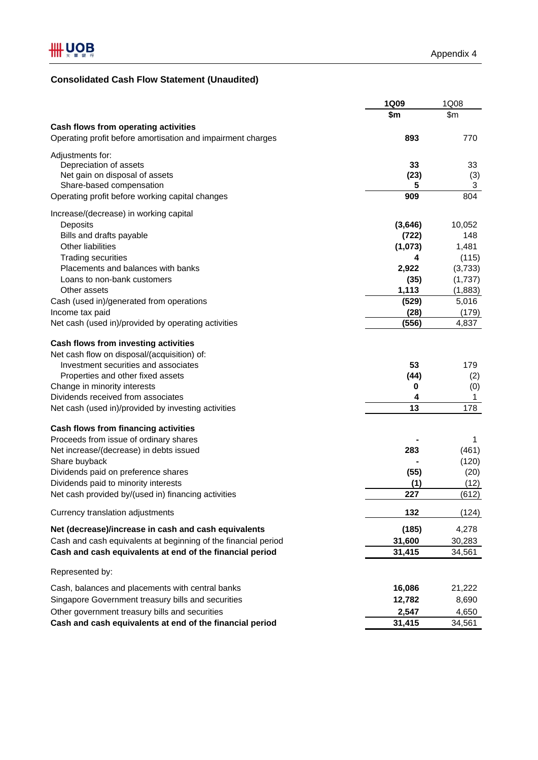Appendix 4

## Consolidated Cash Flow Statement (Unaudited)

| | **1Q09** | 1Q08 |
|---|---|---|
| | **$m** | $m |
| **Cash flows from operating activities** | | |
| Operating profit before amortisation and impairment charges | **893** | 770 |
| Adjustments for: | | |
| Depreciation of assets | **33** | 33 |
| Net gain on disposal of assets | **(23)** | (3) |
| Share-based compensation | **5** | 3 |
| Operating profit before working capital changes | **909** | 804 |
| Increase/(decrease) in working capital | | |
| Deposits | **(3,646)** | 10,052 |
| Bills and drafts payable | **(722)** | 148 |
| Other liabilities | **(1,073)** | 1,481 |
| Trading securities | **4** | (115) |
| Placements and balances with banks | **2,922** | (3,733) |
| Loans to non-bank customers | **(35)** | (1,737) |
| Other assets | **1,113** | (1,883) |
| Cash (used in)/generated from operations | **(529)** | 5,016 |
| Income tax paid | **(28)** | (179) |
| Net cash (used in)/provided by operating activities | **(556)** | 4,837 |
| **Cash flows from investing activities** | | |
| Net cash flow on disposal/(acquisition) of: | | |
| Investment securities and associates | **53** | 179 |
| Properties and other fixed assets | **(44)** | (2) |
| Change in minority interests | **0** | (0) |
| Dividends received from associates | **4** | 1 |
| Net cash (used in)/provided by investing activities | **13** | 178 |
| **Cash flows from financing activities** | | |
| Proceeds from issue of ordinary shares | **-** | 1 |
| Net increase/(decrease) in debts issued | **283** | (461) |
| Share buyback | **-** | (120) |
| Dividends paid on preference shares | **(55)** | (20) |
| Dividends paid to minority interests | **(1)** | (12) |
| Net cash provided by/(used in) financing activities | **227** | (612) |
| Currency translation adjustments | **132** | (124) |
| **Net (decrease)/increase in cash and cash equivalents** | **(185)** | 4,278 |
| Cash and cash equivalents at beginning of the financial period | **31,600** | 30,283 |
| **Cash and cash equivalents at end of the financial period** | **31,415** | 34,561 |
| Represented by: | | |
| Cash, balances and placements with central banks | **16,086** | 21,222 |
| Singapore Government treasury bills and securities | **12,782** | 8,690 |
| Other government treasury bills and securities | **2,547** | 4,650 |
| **Cash and cash equivalents at end of the financial period** | **31,415** | 34,561 |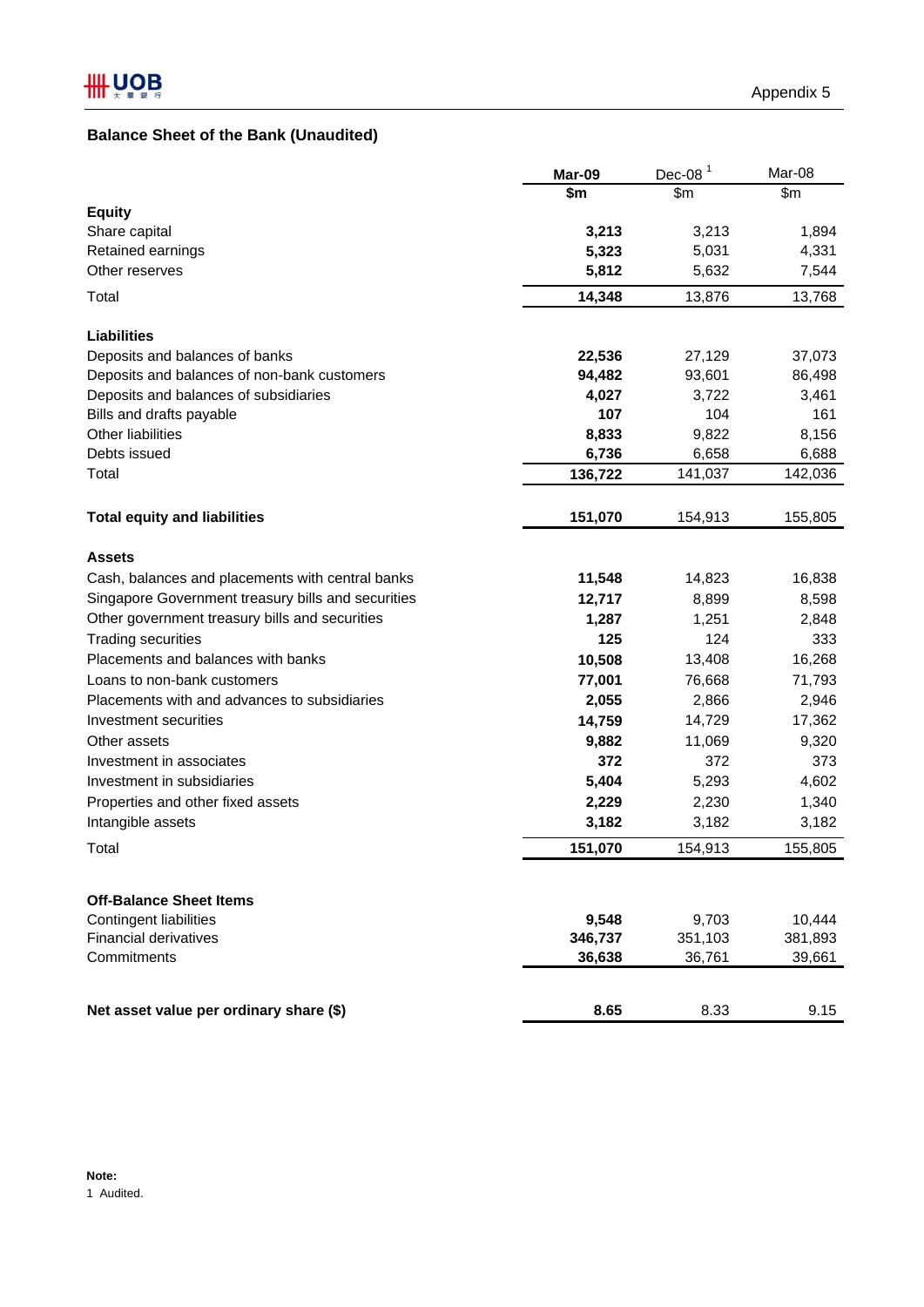Appendix 5

## Balance Sheet of the Bank (Unaudited)

| | Mar-09 | Dec-08 [1] | Mar-08 |
|---|---|---|---|
| | $m | $m | $m |
| **Equity** | | | |
| Share capital | **3,213** | 3,213 | 1,894 |
| Retained earnings | **5,323** | 5,031 | 4,331 |
| Other reserves | **5,812** | 5,632 | 7,544 |
| Total | **14,348** | 13,876 | 13,768 |
| | | | |
| **Liabilities** | | | |
| Deposits and balances of banks | **22,536** | 27,129 | 37,073 |
| Deposits and balances of non-bank customers | **94,482** | 93,601 | 86,498 |
| Deposits and balances of subsidiaries | **4,027** | 3,722 | 3,461 |
| Bills and drafts payable | **107** | 104 | 161 |
| Other liabilities | **8,833** | 9,822 | 8,156 |
| Debts issued | **6,736** | 6,658 | 6,688 |
| Total | **136,722** | 141,037 | 142,036 |
| | | | |
| **Total equity and liabilities** | **151,070** | 154,913 | 155,805 |
| | | | |
| **Assets** | | | |
| Cash, balances and placements with central banks | **11,548** | 14,823 | 16,838 |
| Singapore Government treasury bills and securities | **12,717** | 8,899 | 8,598 |
| Other government treasury bills and securities | **1,287** | 1,251 | 2,848 |
| Trading securities | **125** | 124 | 333 |
| Placements and balances with banks | **10,508** | 13,408 | 16,268 |
| Loans to non-bank customers | **77,001** | 76,668 | 71,793 |
| Placements with and advances to subsidiaries | **2,055** | 2,866 | 2,946 |
| Investment securities | **14,759** | 14,729 | 17,362 |
| Other assets | **9,882** | 11,069 | 9,320 |
| Investment in associates | **372** | 372 | 373 |
| Investment in subsidiaries | **5,404** | 5,293 | 4,602 |
| Properties and other fixed assets | **2,229** | 2,230 | 1,340 |
| Intangible assets | **3,182** | 3,182 | 3,182 |
| Total | **151,070** | 154,913 | 155,805 |
| | | | |
| **Off-Balance Sheet Items** | | | |
| Contingent liabilities | **9,548** | 9,703 | 10,444 |
| Financial derivatives | **346,737** | 351,103 | 381,893 |
| Commitments | **36,638** | 36,761 | 39,661 |
| | | | |
| **Net asset value per ordinary share ($)** | **8.65** | 8.33 | 9.15 |

**Note:**
1 Audited.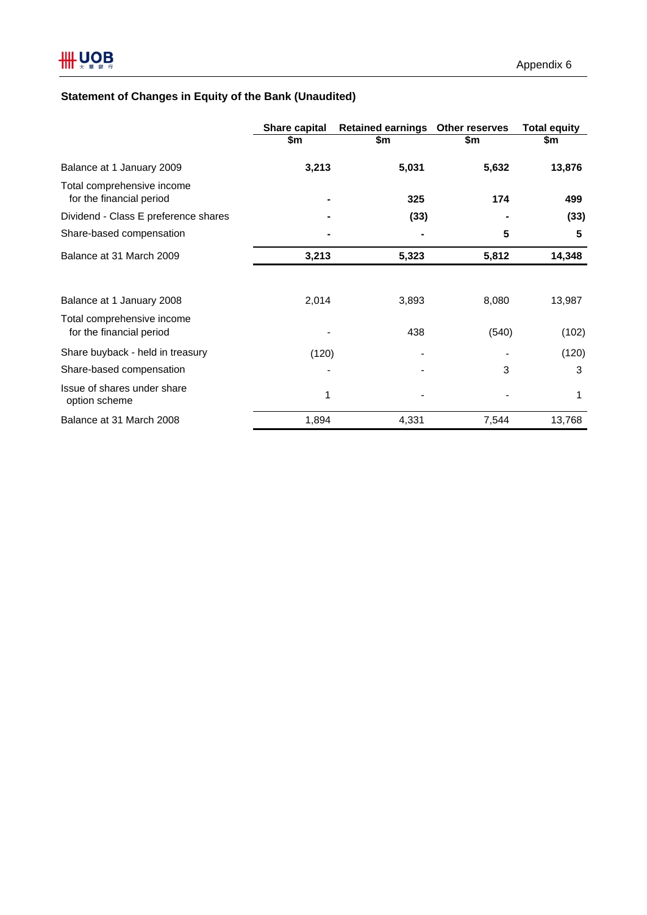Appendix 6

## Statement of Changes in Equity of the Bank (Unaudited)

| | Share capital | Retained earnings | Other reserves | Total equity |
|---|---|---|---|---|
| | $m | $m | $m | $m |
| Balance at 1 January 2009 | **3,213** | **5,031** | **5,632** | **13,876** |
| Total comprehensive income for the financial period | **-** | **325** | **174** | **499** |
| Dividend - Class E preference shares | **-** | **(33)** | **-** | **(33)** |
| Share-based compensation | **-** | **-** | **5** | **5** |
| Balance at 31 March 2009 | **3,213** | **5,323** | **5,812** | **14,348** |
| | | | | |
| Balance at 1 January 2008 | 2,014 | 3,893 | 8,080 | 13,987 |
| Total comprehensive income for the financial period | - | 438 | (540) | (102) |
| Share buyback - held in treasury | (120) | - | - | (120) |
| Share-based compensation | - | - | 3 | 3 |
| Issue of shares under share option scheme | 1 | - | - | 1 |
| Balance at 31 March 2008 | 1,894 | 4,331 | 7,544 | 13,768 |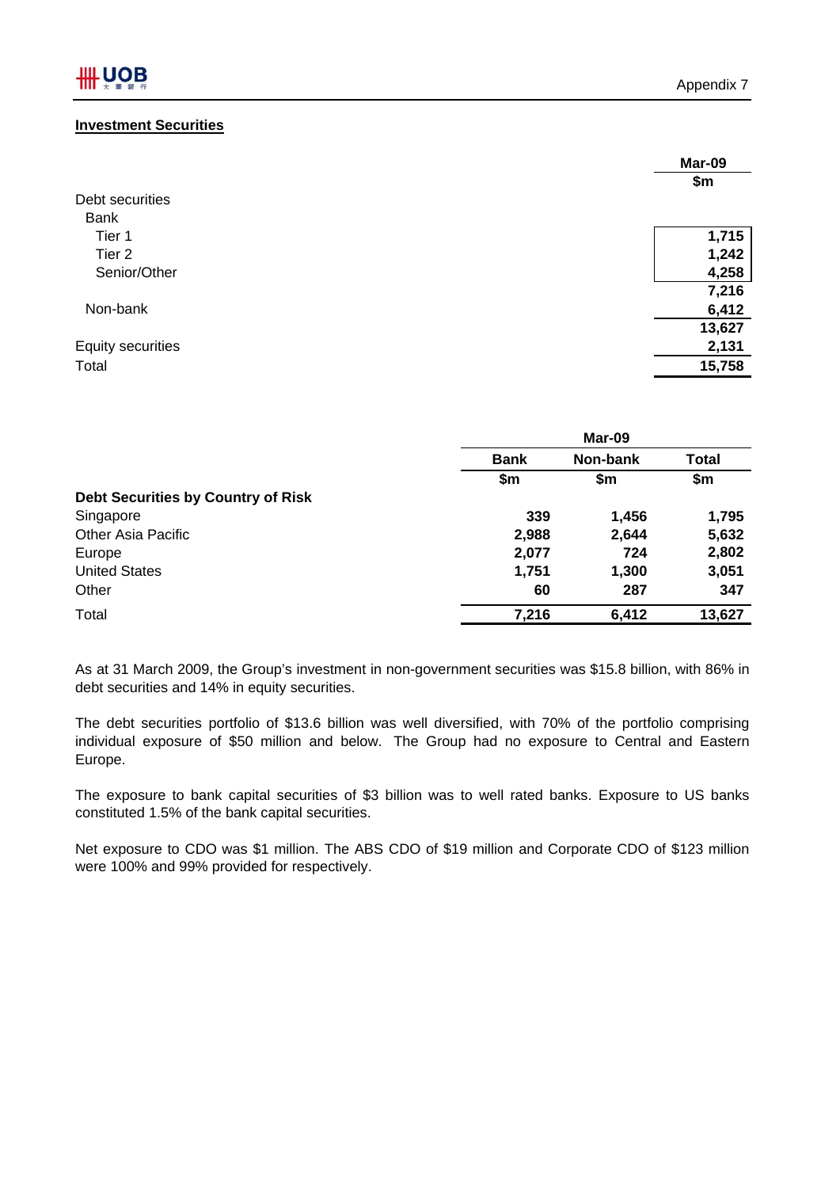Appendix 7

**Investment Securities**

| | Mar-09 |
|---|---|
| | $m |
| Debt securities | |
| Bank | |
| Tier 1 | 1,715 |
| Tier 2 | 1,242 |
| Senior/Other | 4,258 |
| | 7,216 |
| Non-bank | 6,412 |
| | 13,627 |
| Equity securities | 2,131 |
| Total | 15,758 |

| | Mar-09 | | |
|---|---|---|---|
| | Bank | Non-bank | Total |
| | $m | $m | $m |
| **Debt Securities by Country of Risk** | | | |
| Singapore | 339 | 1,456 | 1,795 |
| Other Asia Pacific | 2,988 | 2,644 | 5,632 |
| Europe | 2,077 | 724 | 2,802 |
| United States | 1,751 | 1,300 | 3,051 |
| Other | 60 | 287 | 347 |
| Total | 7,216 | 6,412 | 13,627 |

As at 31 March 2009, the Group's investment in non-government securities was $15.8 billion, with 86% in debt securities and 14% in equity securities.

The debt securities portfolio of $13.6 billion was well diversified, with 70% of the portfolio comprising individual exposure of $50 million and below. The Group had no exposure to Central and Eastern Europe.

The exposure to bank capital securities of $3 billion was to well rated banks. Exposure to US banks constituted 1.5% of the bank capital securities.

Net exposure to CDO was $1 million. The ABS CDO of $19 million and Corporate CDO of $123 million were 100% and 99% provided for respectively.